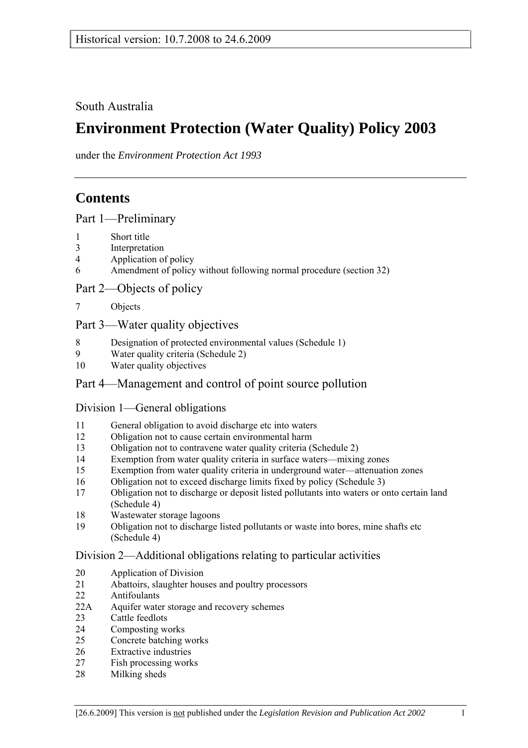Historical version: 10.7.2008 to 24.6.2009

South Australia

# Environment Protection (Water Quality) Policy 2003

under the *Environment Protection Act 1993*

## Contents

### Part 1—Preliminary

1 Short title
3 Interpretation
4 Application of policy
6 Amendment of policy without following normal procedure (section 32)

### Part 2—Objects of policy

7 Objects

### Part 3—Water quality objectives

8 Designation of protected environmental values (Schedule 1)
9 Water quality criteria (Schedule 2)
10 Water quality objectives

### Part 4—Management and control of point source pollution

#### Division 1—General obligations

11 General obligation to avoid discharge etc into waters
12 Obligation not to cause certain environmental harm
13 Obligation not to contravene water quality criteria (Schedule 2)
14 Exemption from water quality criteria in surface waters—mixing zones
15 Exemption from water quality criteria in underground water—attenuation zones
16 Obligation not to exceed discharge limits fixed by policy (Schedule 3)
17 Obligation not to discharge or deposit listed pollutants into waters or onto certain land (Schedule 4)
18 Wastewater storage lagoons
19 Obligation not to discharge listed pollutants or waste into bores, mine shafts etc (Schedule 4)

#### Division 2—Additional obligations relating to particular activities

20 Application of Division
21 Abattoirs, slaughter houses and poultry processors
22 Antifoulants
22A Aquifer water storage and recovery schemes
23 Cattle feedlots
24 Composting works
25 Concrete batching works
26 Extractive industries
27 Fish processing works
28 Milking sheds

[26.6.2009] This version is not published under the *Legislation Revision and Publication Act 2002*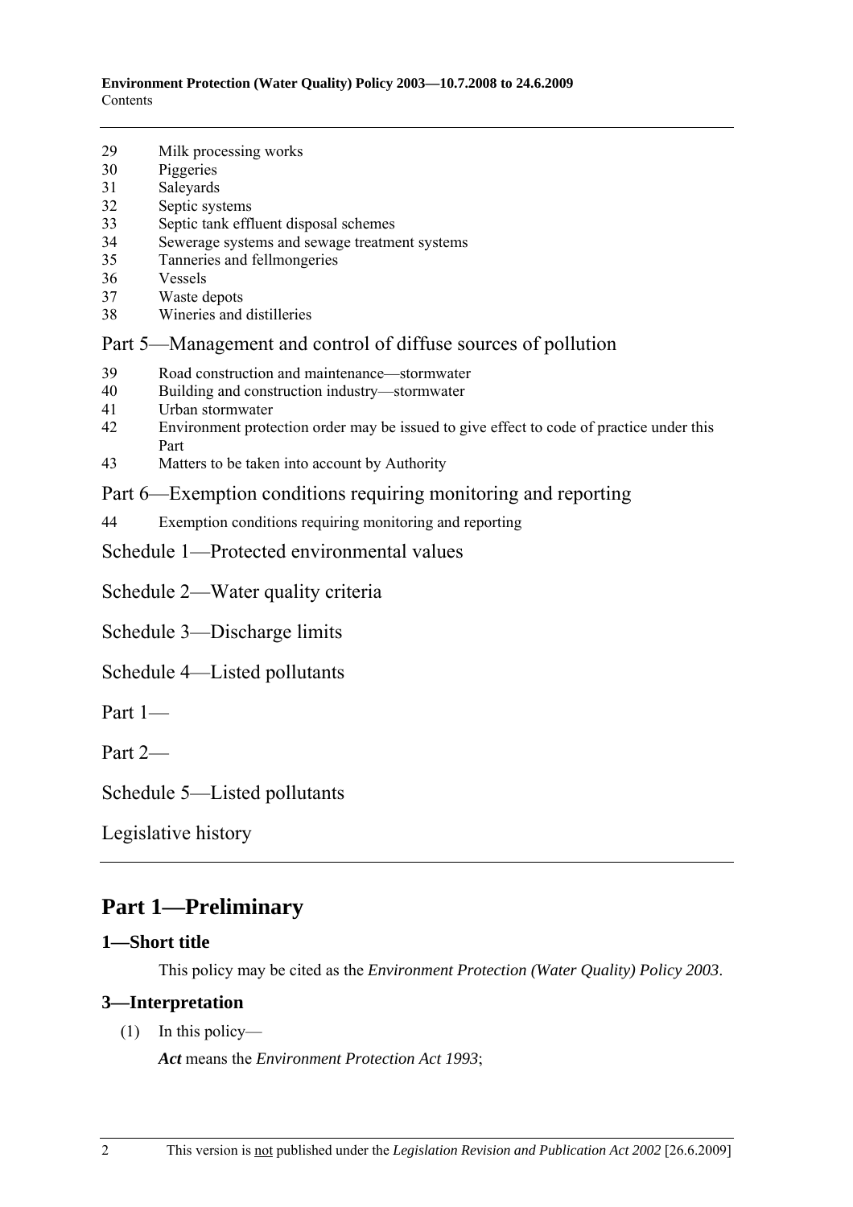29 Milk processing works
30 Piggeries
31 Saleyards
32 Septic systems
33 Septic tank effluent disposal schemes
34 Sewerage systems and sewage treatment systems
35 Tanneries and fellmongeries
36 Vessels
37 Waste depots
38 Wineries and distilleries

Part 5—Management and control of diffuse sources of pollution

39 Road construction and maintenance—stormwater
40 Building and construction industry—stormwater
41 Urban stormwater
42 Environment protection order may be issued to give effect to code of practice under this Part
43 Matters to be taken into account by Authority

Part 6—Exemption conditions requiring monitoring and reporting

44 Exemption conditions requiring monitoring and reporting

Schedule 1—Protected environmental values

Schedule 2—Water quality criteria

Schedule 3—Discharge limits

Schedule 4—Listed pollutants

Part 1—

Part 2—

Schedule 5—Listed pollutants

Legislative history

# Part 1—Preliminary

## 1—Short title

This policy may be cited as the *Environment Protection (Water Quality) Policy 2003*.

## 3—Interpretation

(1) In this policy—

***Act*** means the *Environment Protection Act 1993*;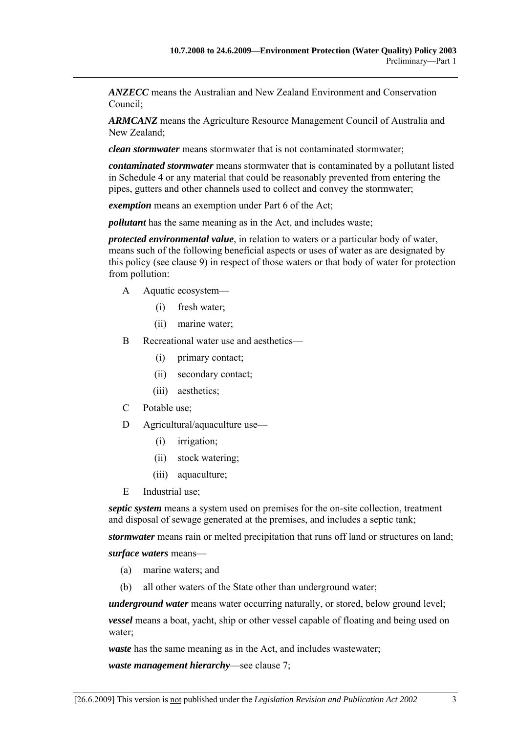***ANZECC*** means the Australian and New Zealand Environment and Conservation Council;

***ARMCANZ*** means the Agriculture Resource Management Council of Australia and New Zealand;

***clean stormwater*** means stormwater that is not contaminated stormwater;

***contaminated stormwater*** means stormwater that is contaminated by a pollutant listed in Schedule 4 or any material that could be reasonably prevented from entering the pipes, gutters and other channels used to collect and convey the stormwater;

***exemption*** means an exemption under Part 6 of the Act;

***pollutant*** has the same meaning as in the Act, and includes waste;

***protected environmental value***, in relation to waters or a particular body of water, means such of the following beneficial aspects or uses of water as are designated by this policy (see clause 9) in respect of those waters or that body of water for protection from pollution:

- A Aquatic ecosystem—
  - (i) fresh water;
  - (ii) marine water;
- B Recreational water use and aesthetics—
  - (i) primary contact;
  - (ii) secondary contact;
  - (iii) aesthetics;
- C Potable use;
- D Agricultural/aquaculture use—
  - (i) irrigation;
  - (ii) stock watering;
  - (iii) aquaculture;
- E Industrial use;

***septic system*** means a system used on premises for the on-site collection, treatment and disposal of sewage generated at the premises, and includes a septic tank;

***stormwater*** means rain or melted precipitation that runs off land or structures on land;

***surface waters*** means—

- (a) marine waters; and
- (b) all other waters of the State other than underground water;

***underground water*** means water occurring naturally, or stored, below ground level;

***vessel*** means a boat, yacht, ship or other vessel capable of floating and being used on water;

***waste*** has the same meaning as in the Act, and includes wastewater;

***waste management hierarchy***—see clause 7;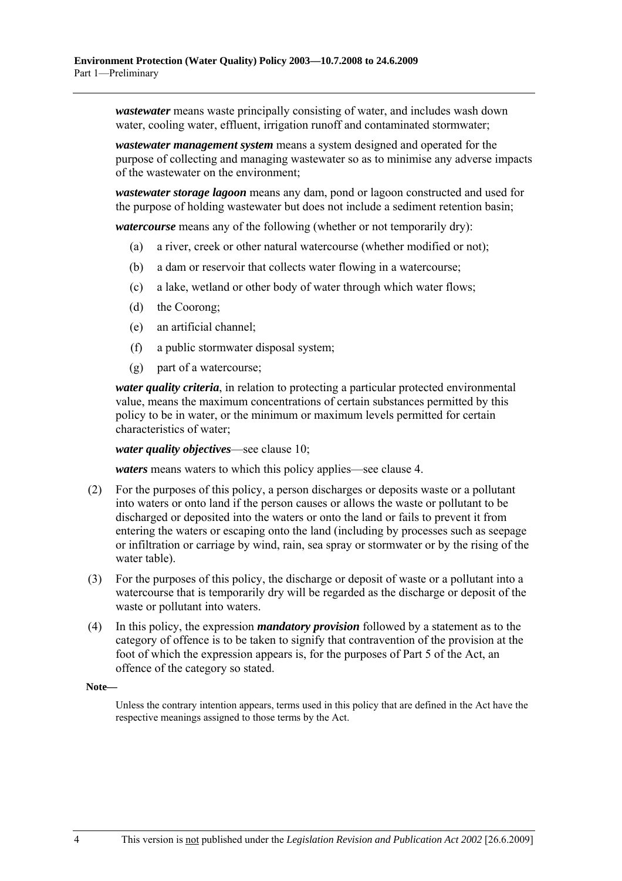***wastewater*** means waste principally consisting of water, and includes wash down water, cooling water, effluent, irrigation runoff and contaminated stormwater;

***wastewater management system*** means a system designed and operated for the purpose of collecting and managing wastewater so as to minimise any adverse impacts of the wastewater on the environment;

***wastewater storage lagoon*** means any dam, pond or lagoon constructed and used for the purpose of holding wastewater but does not include a sediment retention basin;

***watercourse*** means any of the following (whether or not temporarily dry):

(a) a river, creek or other natural watercourse (whether modified or not);

(b) a dam or reservoir that collects water flowing in a watercourse;

(c) a lake, wetland or other body of water through which water flows;

(d) the Coorong;

(e) an artificial channel;

(f) a public stormwater disposal system;

(g) part of a watercourse;

***water quality criteria***, in relation to protecting a particular protected environmental value, means the maximum concentrations of certain substances permitted by this policy to be in water, or the minimum or maximum levels permitted for certain characteristics of water;

***water quality objectives***—see clause 10;

***waters*** means waters to which this policy applies—see clause 4.

(2) For the purposes of this policy, a person discharges or deposits waste or a pollutant into waters or onto land if the person causes or allows the waste or pollutant to be discharged or deposited into the waters or onto the land or fails to prevent it from entering the waters or escaping onto the land (including by processes such as seepage or infiltration or carriage by wind, rain, sea spray or stormwater or by the rising of the water table).

(3) For the purposes of this policy, the discharge or deposit of waste or a pollutant into a watercourse that is temporarily dry will be regarded as the discharge or deposit of the waste or pollutant into waters.

(4) In this policy, the expression ***mandatory provision*** followed by a statement as to the category of offence is to be taken to signify that contravention of the provision at the foot of which the expression appears is, for the purposes of Part 5 of the Act, an offence of the category so stated.

**Note—**

Unless the contrary intention appears, terms used in this policy that are defined in the Act have the respective meanings assigned to those terms by the Act.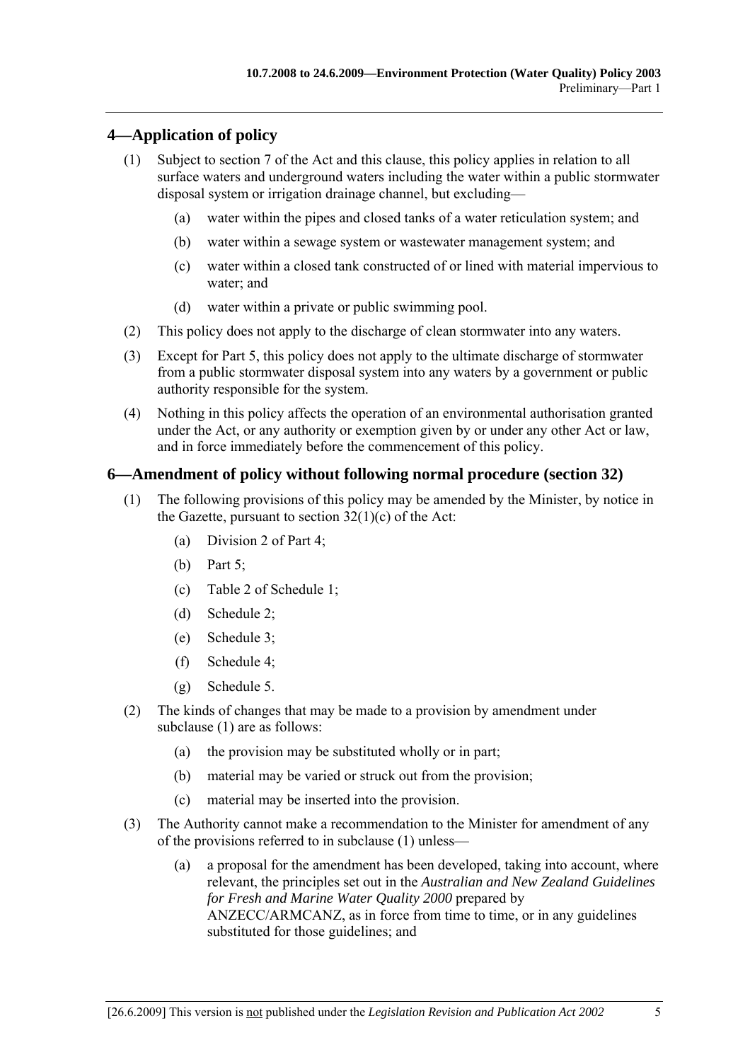## 4—Application of policy

(1) Subject to section 7 of the Act and this clause, this policy applies in relation to all surface waters and underground waters including the water within a public stormwater disposal system or irrigation drainage channel, but excluding—

  (a) water within the pipes and closed tanks of a water reticulation system; and

  (b) water within a sewage system or wastewater management system; and

  (c) water within a closed tank constructed of or lined with material impervious to water; and

  (d) water within a private or public swimming pool.

(2) This policy does not apply to the discharge of clean stormwater into any waters.

(3) Except for Part 5, this policy does not apply to the ultimate discharge of stormwater from a public stormwater disposal system into any waters by a government or public authority responsible for the system.

(4) Nothing in this policy affects the operation of an environmental authorisation granted under the Act, or any authority or exemption given by or under any other Act or law, and in force immediately before the commencement of this policy.

## 6—Amendment of policy without following normal procedure (section 32)

(1) The following provisions of this policy may be amended by the Minister, by notice in the Gazette, pursuant to section 32(1)(c) of the Act:

  (a) Division 2 of Part 4;

  (b) Part 5;

  (c) Table 2 of Schedule 1;

  (d) Schedule 2;

  (e) Schedule 3;

  (f) Schedule 4;

  (g) Schedule 5.

(2) The kinds of changes that may be made to a provision by amendment under subclause (1) are as follows:

  (a) the provision may be substituted wholly or in part;

  (b) material may be varied or struck out from the provision;

  (c) material may be inserted into the provision.

(3) The Authority cannot make a recommendation to the Minister for amendment of any of the provisions referred to in subclause (1) unless—

  (a) a proposal for the amendment has been developed, taking into account, where relevant, the principles set out in the *Australian and New Zealand Guidelines for Fresh and Marine Water Quality 2000* prepared by ANZECC/ARMCANZ, as in force from time to time, or in any guidelines substituted for those guidelines; and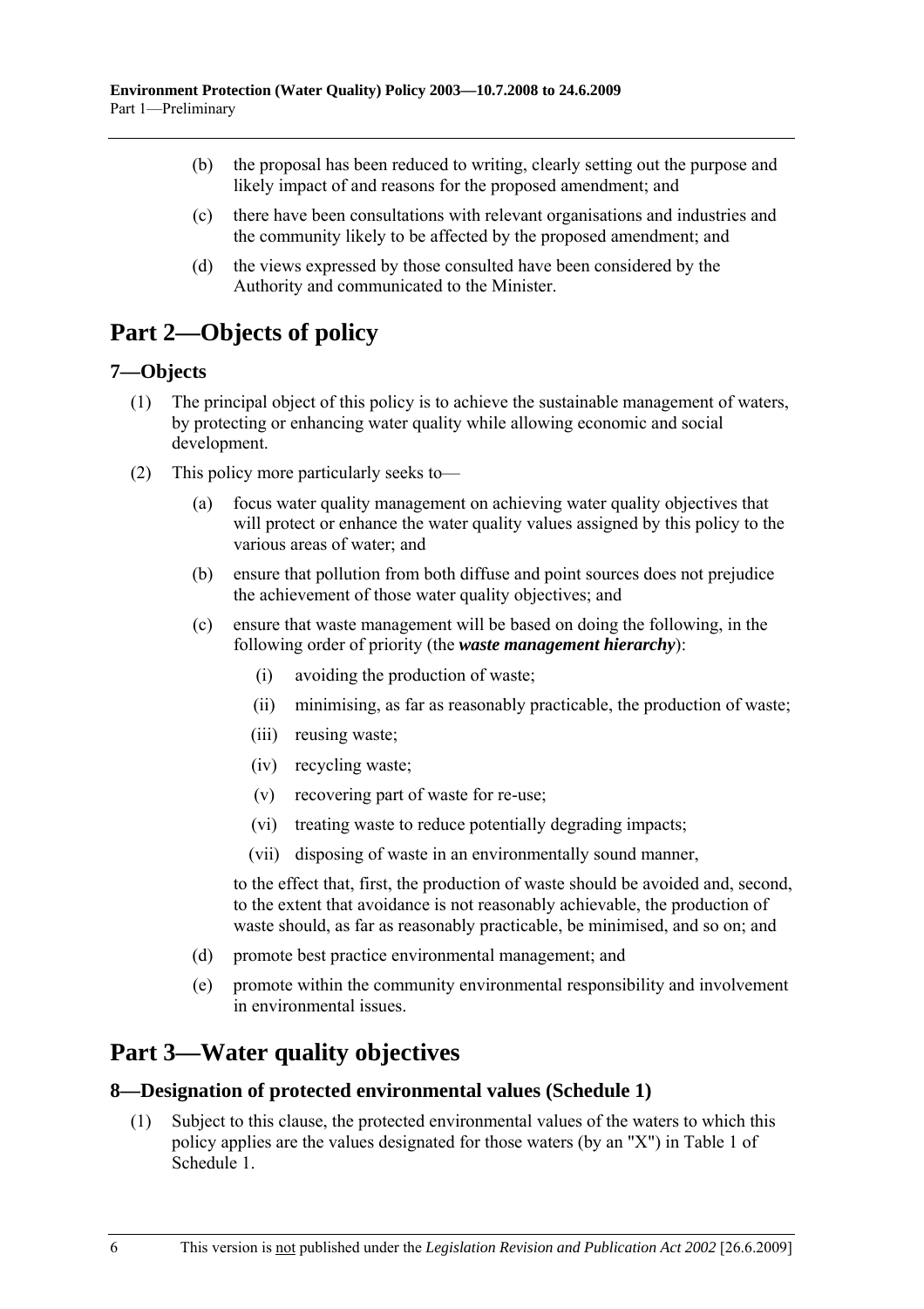(b) the proposal has been reduced to writing, clearly setting out the purpose and likely impact of and reasons for the proposed amendment; and

(c) there have been consultations with relevant organisations and industries and the community likely to be affected by the proposed amendment; and

(d) the views expressed by those consulted have been considered by the Authority and communicated to the Minister.

# Part 2—Objects of policy

## 7—Objects

(1) The principal object of this policy is to achieve the sustainable management of waters, by protecting or enhancing water quality while allowing economic and social development.

(2) This policy more particularly seeks to—

(a) focus water quality management on achieving water quality objectives that will protect or enhance the water quality values assigned by this policy to the various areas of water; and

(b) ensure that pollution from both diffuse and point sources does not prejudice the achievement of those water quality objectives; and

(c) ensure that waste management will be based on doing the following, in the following order of priority (the ***waste management hierarchy***):

(i) avoiding the production of waste;

(ii) minimising, as far as reasonably practicable, the production of waste;

(iii) reusing waste;

(iv) recycling waste;

(v) recovering part of waste for re-use;

(vi) treating waste to reduce potentially degrading impacts;

(vii) disposing of waste in an environmentally sound manner,

to the effect that, first, the production of waste should be avoided and, second, to the extent that avoidance is not reasonably achievable, the production of waste should, as far as reasonably practicable, be minimised, and so on; and

(d) promote best practice environmental management; and

(e) promote within the community environmental responsibility and involvement in environmental issues.

# Part 3—Water quality objectives

## 8—Designation of protected environmental values (Schedule 1)

(1) Subject to this clause, the protected environmental values of the waters to which this policy applies are the values designated for those waters (by an "X") in Table 1 of Schedule 1.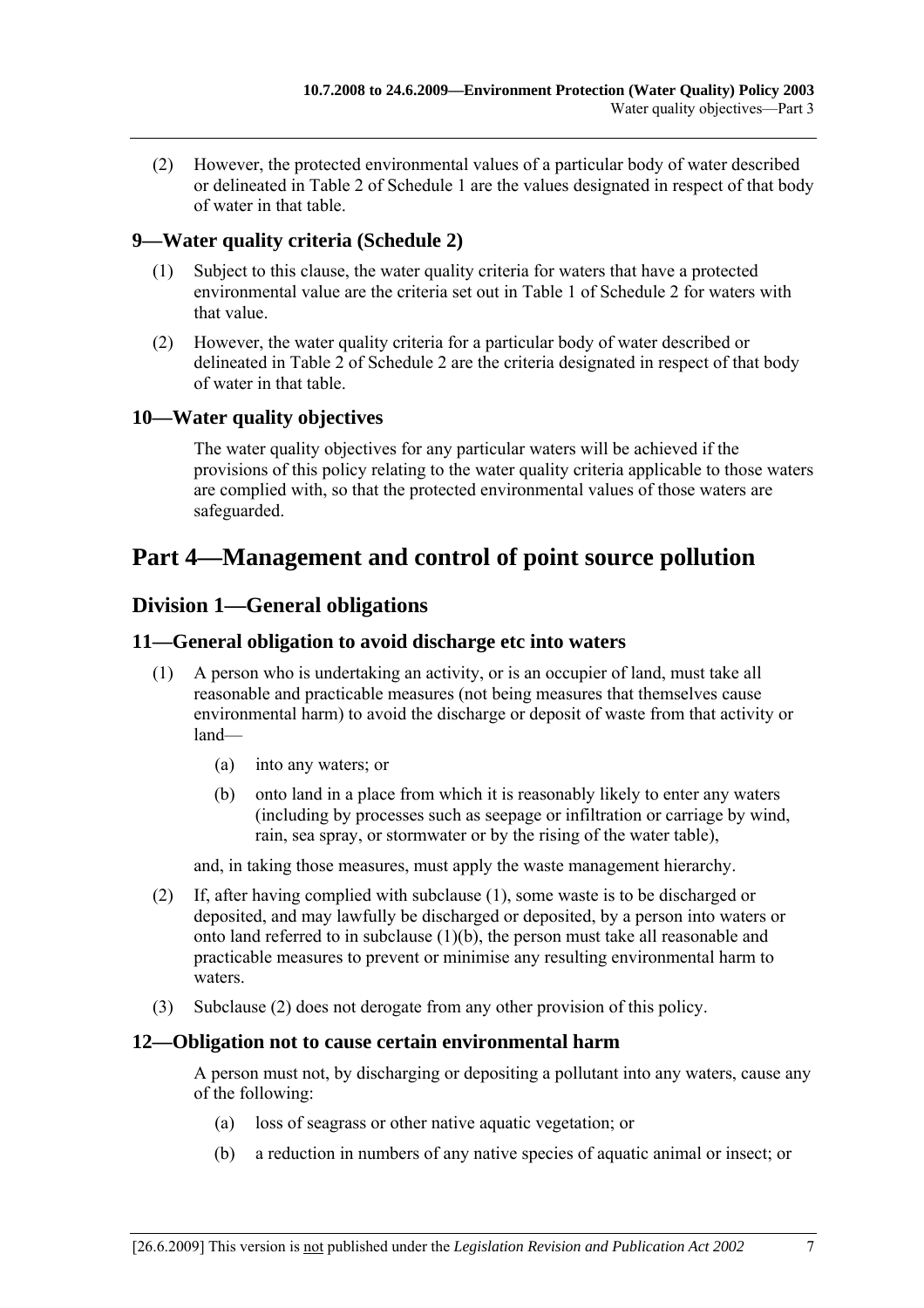(2) However, the protected environmental values of a particular body of water described or delineated in Table 2 of Schedule 1 are the values designated in respect of that body of water in that table.

### 9—Water quality criteria (Schedule 2)

(1) Subject to this clause, the water quality criteria for waters that have a protected environmental value are the criteria set out in Table 1 of Schedule 2 for waters with that value.

(2) However, the water quality criteria for a particular body of water described or delineated in Table 2 of Schedule 2 are the criteria designated in respect of that body of water in that table.

### 10—Water quality objectives

The water quality objectives for any particular waters will be achieved if the provisions of this policy relating to the water quality criteria applicable to those waters are complied with, so that the protected environmental values of those waters are safeguarded.

# Part 4—Management and control of point source pollution

## Division 1—General obligations

### 11—General obligation to avoid discharge etc into waters

(1) A person who is undertaking an activity, or is an occupier of land, must take all reasonable and practicable measures (not being measures that themselves cause environmental harm) to avoid the discharge or deposit of waste from that activity or land—

(a) into any waters; or

(b) onto land in a place from which it is reasonably likely to enter any waters (including by processes such as seepage or infiltration or carriage by wind, rain, sea spray, or stormwater or by the rising of the water table),

and, in taking those measures, must apply the waste management hierarchy.

(2) If, after having complied with subclause (1), some waste is to be discharged or deposited, and may lawfully be discharged or deposited, by a person into waters or onto land referred to in subclause (1)(b), the person must take all reasonable and practicable measures to prevent or minimise any resulting environmental harm to waters.

(3) Subclause (2) does not derogate from any other provision of this policy.

### 12—Obligation not to cause certain environmental harm

A person must not, by discharging or depositing a pollutant into any waters, cause any of the following:

(a) loss of seagrass or other native aquatic vegetation; or

(b) a reduction in numbers of any native species of aquatic animal or insect; or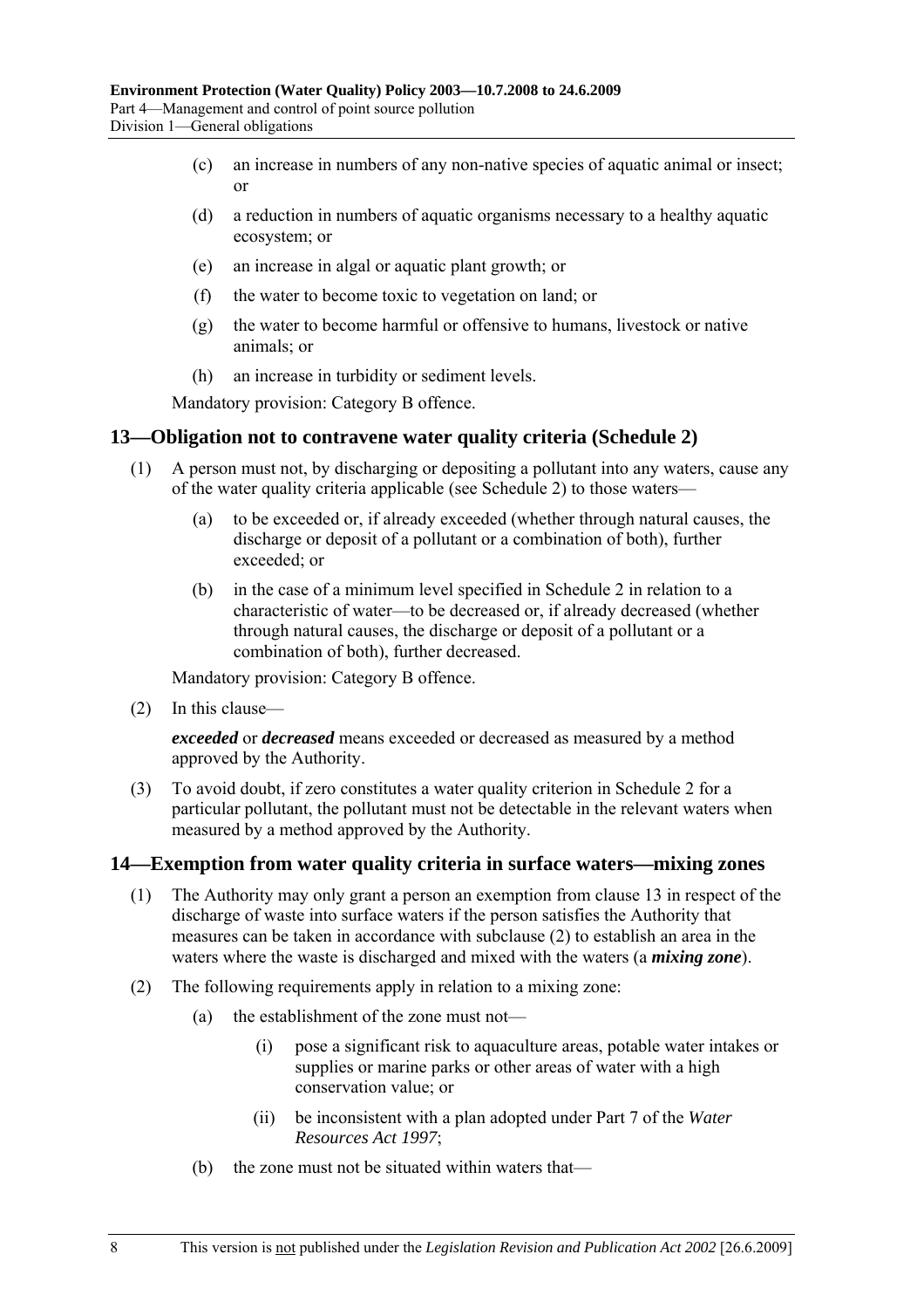(c) an increase in numbers of any non-native species of aquatic animal or insect; or

(d) a reduction in numbers of aquatic organisms necessary to a healthy aquatic ecosystem; or

(e) an increase in algal or aquatic plant growth; or

(f) the water to become toxic to vegetation on land; or

(g) the water to become harmful or offensive to humans, livestock or native animals; or

(h) an increase in turbidity or sediment levels.

Mandatory provision: Category B offence.

## 13—Obligation not to contravene water quality criteria (Schedule 2)

(1) A person must not, by discharging or depositing a pollutant into any waters, cause any of the water quality criteria applicable (see Schedule 2) to those waters—

(a) to be exceeded or, if already exceeded (whether through natural causes, the discharge or deposit of a pollutant or a combination of both), further exceeded; or

(b) in the case of a minimum level specified in Schedule 2 in relation to a characteristic of water—to be decreased or, if already decreased (whether through natural causes, the discharge or deposit of a pollutant or a combination of both), further decreased.

Mandatory provision: Category B offence.

(2) In this clause—

***exceeded*** or ***decreased*** means exceeded or decreased as measured by a method approved by the Authority.

(3) To avoid doubt, if zero constitutes a water quality criterion in Schedule 2 for a particular pollutant, the pollutant must not be detectable in the relevant waters when measured by a method approved by the Authority.

## 14—Exemption from water quality criteria in surface waters—mixing zones

(1) The Authority may only grant a person an exemption from clause 13 in respect of the discharge of waste into surface waters if the person satisfies the Authority that measures can be taken in accordance with subclause (2) to establish an area in the waters where the waste is discharged and mixed with the waters (a ***mixing zone***).

(2) The following requirements apply in relation to a mixing zone:

(a) the establishment of the zone must not—

(i) pose a significant risk to aquaculture areas, potable water intakes or supplies or marine parks or other areas of water with a high conservation value; or

(ii) be inconsistent with a plan adopted under Part 7 of the *Water Resources Act 1997*;

(b) the zone must not be situated within waters that—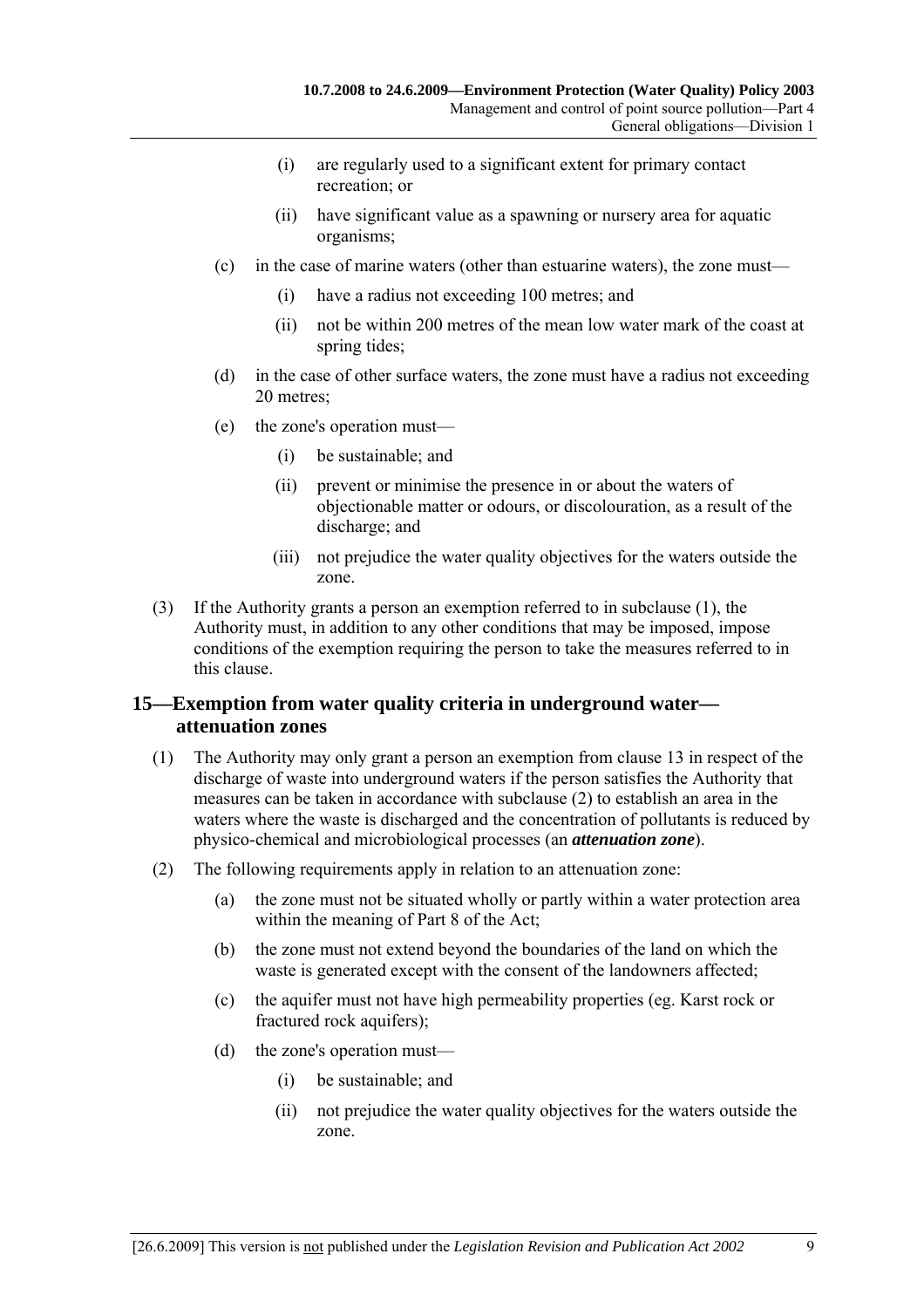(i) are regularly used to a significant extent for primary contact recreation; or

(ii) have significant value as a spawning or nursery area for aquatic organisms;

(c) in the case of marine waters (other than estuarine waters), the zone must—

(i) have a radius not exceeding 100 metres; and

(ii) not be within 200 metres of the mean low water mark of the coast at spring tides;

(d) in the case of other surface waters, the zone must have a radius not exceeding 20 metres;

(e) the zone's operation must—

(i) be sustainable; and

(ii) prevent or minimise the presence in or about the waters of objectionable matter or odours, or discolouration, as a result of the discharge; and

(iii) not prejudice the water quality objectives for the waters outside the zone.

(3) If the Authority grants a person an exemption referred to in subclause (1), the Authority must, in addition to any other conditions that may be imposed, impose conditions of the exemption requiring the person to take the measures referred to in this clause.

## 15—Exemption from water quality criteria in underground water—attenuation zones

(1) The Authority may only grant a person an exemption from clause 13 in respect of the discharge of waste into underground waters if the person satisfies the Authority that measures can be taken in accordance with subclause (2) to establish an area in the waters where the waste is discharged and the concentration of pollutants is reduced by physico-chemical and microbiological processes (an ***attenuation zone***).

(2) The following requirements apply in relation to an attenuation zone:

(a) the zone must not be situated wholly or partly within a water protection area within the meaning of Part 8 of the Act;

(b) the zone must not extend beyond the boundaries of the land on which the waste is generated except with the consent of the landowners affected;

(c) the aquifer must not have high permeability properties (eg. Karst rock or fractured rock aquifers);

(d) the zone's operation must—

(i) be sustainable; and

(ii) not prejudice the water quality objectives for the waters outside the zone.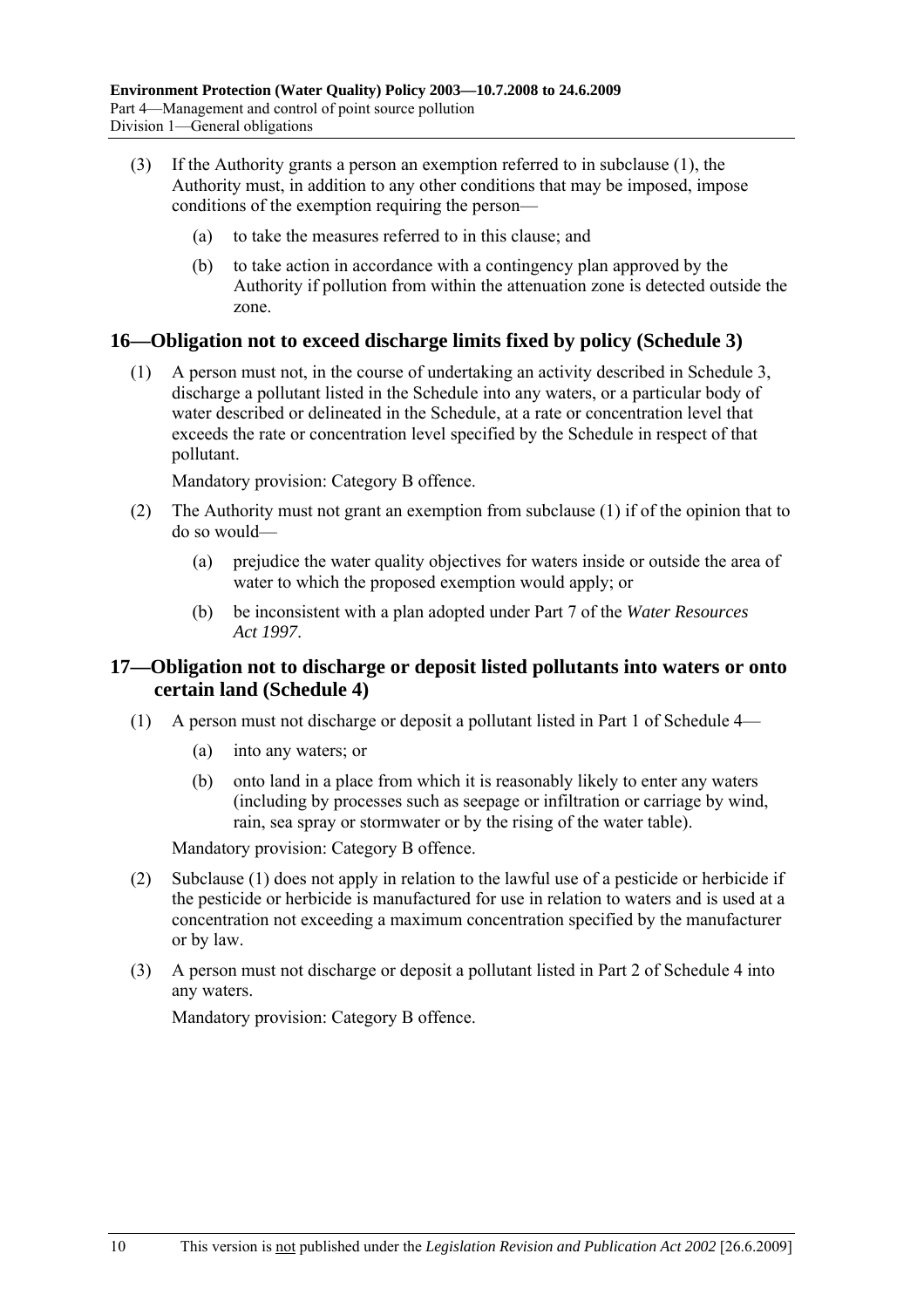(3) If the Authority grants a person an exemption referred to in subclause (1), the Authority must, in addition to any other conditions that may be imposed, impose conditions of the exemption requiring the person—

(a) to take the measures referred to in this clause; and

(b) to take action in accordance with a contingency plan approved by the Authority if pollution from within the attenuation zone is detected outside the zone.

## 16—Obligation not to exceed discharge limits fixed by policy (Schedule 3)

(1) A person must not, in the course of undertaking an activity described in Schedule 3, discharge a pollutant listed in the Schedule into any waters, or a particular body of water described or delineated in the Schedule, at a rate or concentration level that exceeds the rate or concentration level specified by the Schedule in respect of that pollutant.

Mandatory provision: Category B offence.

(2) The Authority must not grant an exemption from subclause (1) if of the opinion that to do so would—

(a) prejudice the water quality objectives for waters inside or outside the area of water to which the proposed exemption would apply; or

(b) be inconsistent with a plan adopted under Part 7 of the *Water Resources Act 1997*.

## 17—Obligation not to discharge or deposit listed pollutants into waters or onto certain land (Schedule 4)

(1) A person must not discharge or deposit a pollutant listed in Part 1 of Schedule 4—

(a) into any waters; or

(b) onto land in a place from which it is reasonably likely to enter any waters (including by processes such as seepage or infiltration or carriage by wind, rain, sea spray or stormwater or by the rising of the water table).

Mandatory provision: Category B offence.

(2) Subclause (1) does not apply in relation to the lawful use of a pesticide or herbicide if the pesticide or herbicide is manufactured for use in relation to waters and is used at a concentration not exceeding a maximum concentration specified by the manufacturer or by law.

(3) A person must not discharge or deposit a pollutant listed in Part 2 of Schedule 4 into any waters.

Mandatory provision: Category B offence.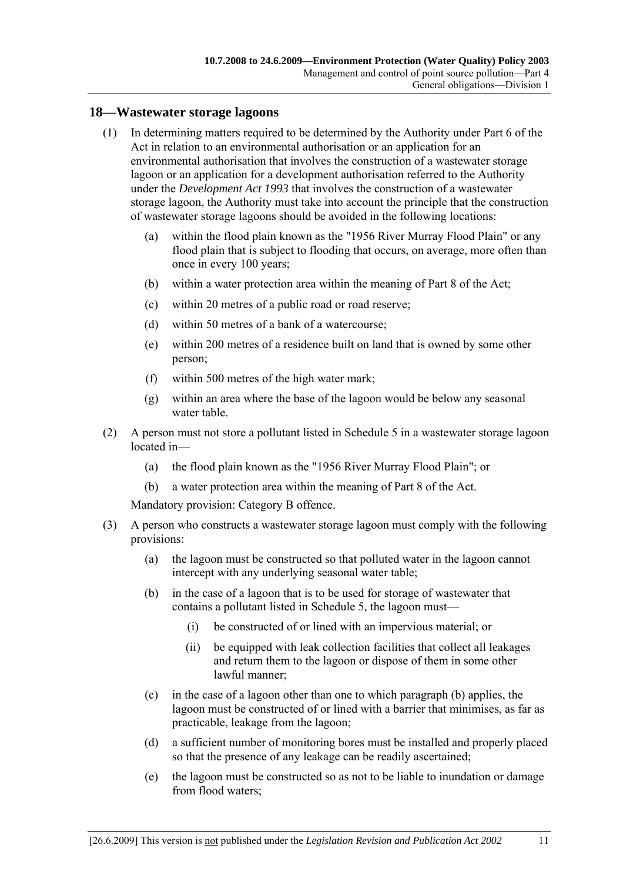## 18—Wastewater storage lagoons

(1) In determining matters required to be determined by the Authority under Part 6 of the Act in relation to an environmental authorisation or an application for an environmental authorisation that involves the construction of a wastewater storage lagoon or an application for a development authorisation referred to the Authority under the *Development Act 1993* that involves the construction of a wastewater storage lagoon, the Authority must take into account the principle that the construction of wastewater storage lagoons should be avoided in the following locations:

- (a) within the flood plain known as the "1956 River Murray Flood Plain" or any flood plain that is subject to flooding that occurs, on average, more often than once in every 100 years;
- (b) within a water protection area within the meaning of Part 8 of the Act;
- (c) within 20 metres of a public road or road reserve;
- (d) within 50 metres of a bank of a watercourse;
- (e) within 200 metres of a residence built on land that is owned by some other person;
- (f) within 500 metres of the high water mark;
- (g) within an area where the base of the lagoon would be below any seasonal water table.

(2) A person must not store a pollutant listed in Schedule 5 in a wastewater storage lagoon located in—

- (a) the flood plain known as the "1956 River Murray Flood Plain"; or
- (b) a water protection area within the meaning of Part 8 of the Act.

Mandatory provision: Category B offence.

(3) A person who constructs a wastewater storage lagoon must comply with the following provisions:

- (a) the lagoon must be constructed so that polluted water in the lagoon cannot intercept with any underlying seasonal water table;
- (b) in the case of a lagoon that is to be used for storage of wastewater that contains a pollutant listed in Schedule 5, the lagoon must—
  - (i) be constructed of or lined with an impervious material; or
  - (ii) be equipped with leak collection facilities that collect all leakages and return them to the lagoon or dispose of them in some other lawful manner;
- (c) in the case of a lagoon other than one to which paragraph (b) applies, the lagoon must be constructed of or lined with a barrier that minimises, as far as practicable, leakage from the lagoon;
- (d) a sufficient number of monitoring bores must be installed and properly placed so that the presence of any leakage can be readily ascertained;
- (e) the lagoon must be constructed so as not to be liable to inundation or damage from flood waters;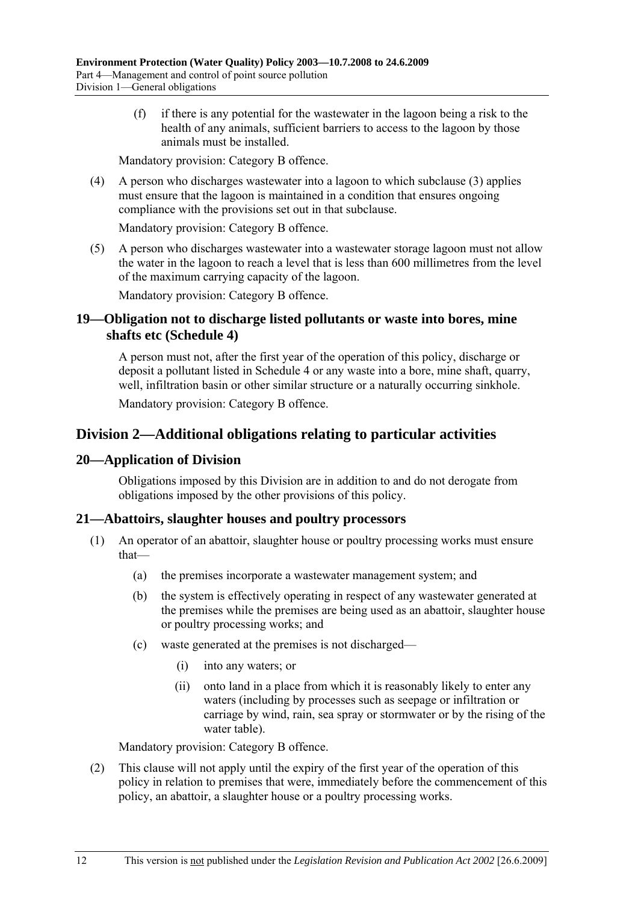(f) if there is any potential for the wastewater in the lagoon being a risk to the health of any animals, sufficient barriers to access to the lagoon by those animals must be installed.

Mandatory provision: Category B offence.

(4) A person who discharges wastewater into a lagoon to which subclause (3) applies must ensure that the lagoon is maintained in a condition that ensures ongoing compliance with the provisions set out in that subclause.

Mandatory provision: Category B offence.

(5) A person who discharges wastewater into a wastewater storage lagoon must not allow the water in the lagoon to reach a level that is less than 600 millimetres from the level of the maximum carrying capacity of the lagoon.

Mandatory provision: Category B offence.

### 19—Obligation not to discharge listed pollutants or waste into bores, mine shafts etc (Schedule 4)

A person must not, after the first year of the operation of this policy, discharge or deposit a pollutant listed in Schedule 4 or any waste into a bore, mine shaft, quarry, well, infiltration basin or other similar structure or a naturally occurring sinkhole.

Mandatory provision: Category B offence.

## Division 2—Additional obligations relating to particular activities

### 20—Application of Division

Obligations imposed by this Division are in addition to and do not derogate from obligations imposed by the other provisions of this policy.

### 21—Abattoirs, slaughter houses and poultry processors

(1) An operator of an abattoir, slaughter house or poultry processing works must ensure that—

(a) the premises incorporate a wastewater management system; and

(b) the system is effectively operating in respect of any wastewater generated at the premises while the premises are being used as an abattoir, slaughter house or poultry processing works; and

(c) waste generated at the premises is not discharged—

(i) into any waters; or

(ii) onto land in a place from which it is reasonably likely to enter any waters (including by processes such as seepage or infiltration or carriage by wind, rain, sea spray or stormwater or by the rising of the water table).

Mandatory provision: Category B offence.

(2) This clause will not apply until the expiry of the first year of the operation of this policy in relation to premises that were, immediately before the commencement of this policy, an abattoir, a slaughter house or a poultry processing works.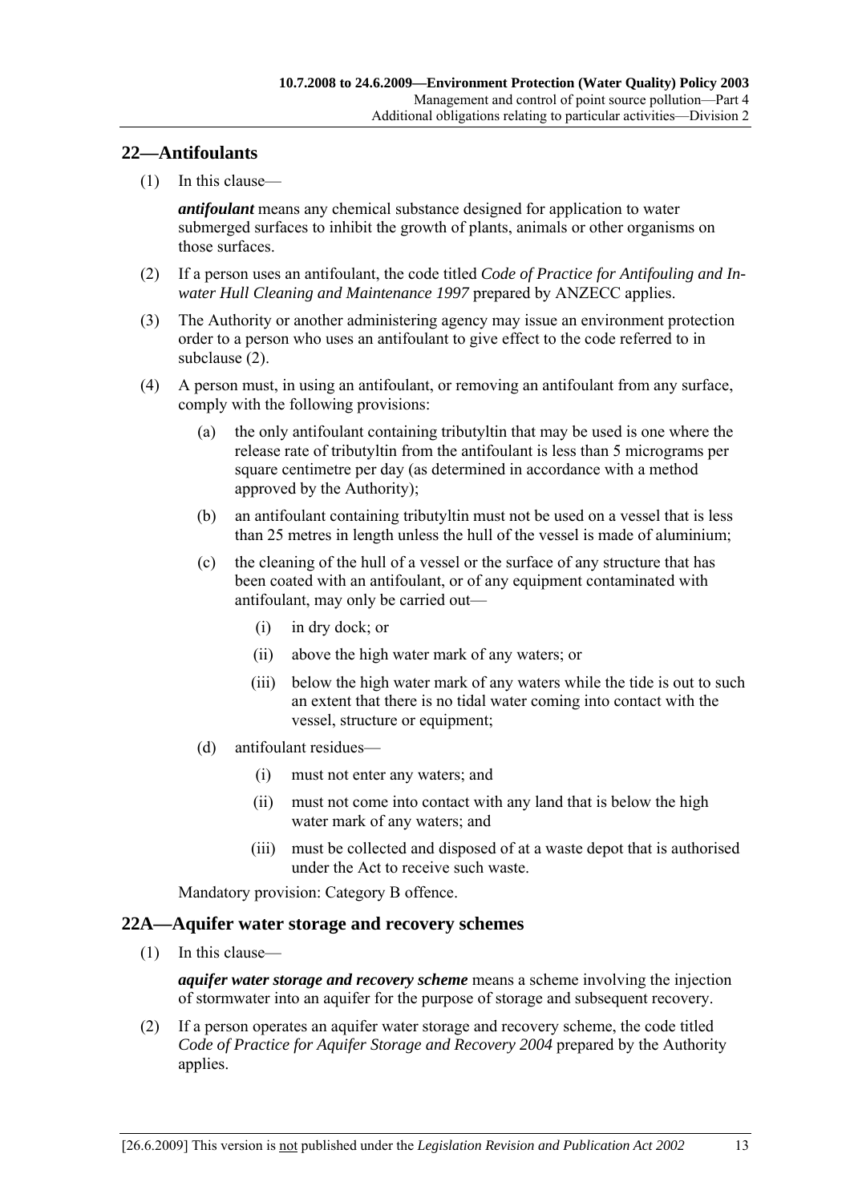## 22—Antifoulants

(1) In this clause—

***antifoulant*** means any chemical substance designed for application to water submerged surfaces to inhibit the growth of plants, animals or other organisms on those surfaces.

(2) If a person uses an antifoulant, the code titled *Code of Practice for Antifouling and In-water Hull Cleaning and Maintenance 1997* prepared by ANZECC applies.

(3) The Authority or another administering agency may issue an environment protection order to a person who uses an antifoulant to give effect to the code referred to in subclause (2).

(4) A person must, in using an antifoulant, or removing an antifoulant from any surface, comply with the following provisions:

- (a) the only antifoulant containing tributyltin that may be used is one where the release rate of tributyltin from the antifoulant is less than 5 micrograms per square centimetre per day (as determined in accordance with a method approved by the Authority);
- (b) an antifoulant containing tributyltin must not be used on a vessel that is less than 25 metres in length unless the hull of the vessel is made of aluminium;
- (c) the cleaning of the hull of a vessel or the surface of any structure that has been coated with an antifoulant, or of any equipment contaminated with antifoulant, may only be carried out—
  - (i) in dry dock; or
  - (ii) above the high water mark of any waters; or
  - (iii) below the high water mark of any waters while the tide is out to such an extent that there is no tidal water coming into contact with the vessel, structure or equipment;
- (d) antifoulant residues—
  - (i) must not enter any waters; and
  - (ii) must not come into contact with any land that is below the high water mark of any waters; and
  - (iii) must be collected and disposed of at a waste depot that is authorised under the Act to receive such waste.

Mandatory provision: Category B offence.

## 22A—Aquifer water storage and recovery schemes

(1) In this clause—

***aquifer water storage and recovery scheme*** means a scheme involving the injection of stormwater into an aquifer for the purpose of storage and subsequent recovery.

(2) If a person operates an aquifer water storage and recovery scheme, the code titled *Code of Practice for Aquifer Storage and Recovery 2004* prepared by the Authority applies.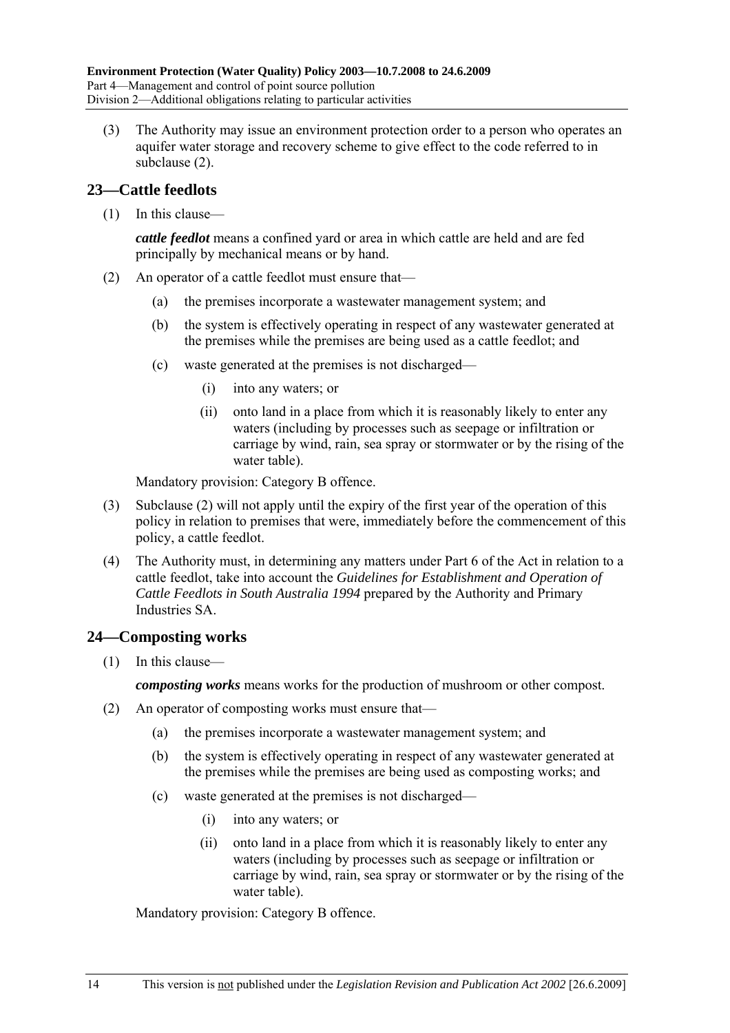(3) The Authority may issue an environment protection order to a person who operates an aquifer water storage and recovery scheme to give effect to the code referred to in subclause (2).

## 23—Cattle feedlots

(1) In this clause—

***cattle feedlot*** means a confined yard or area in which cattle are held and are fed principally by mechanical means or by hand.

(2) An operator of a cattle feedlot must ensure that—

(a) the premises incorporate a wastewater management system; and

(b) the system is effectively operating in respect of any wastewater generated at the premises while the premises are being used as a cattle feedlot; and

(c) waste generated at the premises is not discharged—

(i) into any waters; or

(ii) onto land in a place from which it is reasonably likely to enter any waters (including by processes such as seepage or infiltration or carriage by wind, rain, sea spray or stormwater or by the rising of the water table).

Mandatory provision: Category B offence.

(3) Subclause (2) will not apply until the expiry of the first year of the operation of this policy in relation to premises that were, immediately before the commencement of this policy, a cattle feedlot.

(4) The Authority must, in determining any matters under Part 6 of the Act in relation to a cattle feedlot, take into account the *Guidelines for Establishment and Operation of Cattle Feedlots in South Australia 1994* prepared by the Authority and Primary Industries SA.

## 24—Composting works

(1) In this clause—

***composting works*** means works for the production of mushroom or other compost.

(2) An operator of composting works must ensure that—

(a) the premises incorporate a wastewater management system; and

(b) the system is effectively operating in respect of any wastewater generated at the premises while the premises are being used as composting works; and

(c) waste generated at the premises is not discharged—

(i) into any waters; or

(ii) onto land in a place from which it is reasonably likely to enter any waters (including by processes such as seepage or infiltration or carriage by wind, rain, sea spray or stormwater or by the rising of the water table).

Mandatory provision: Category B offence.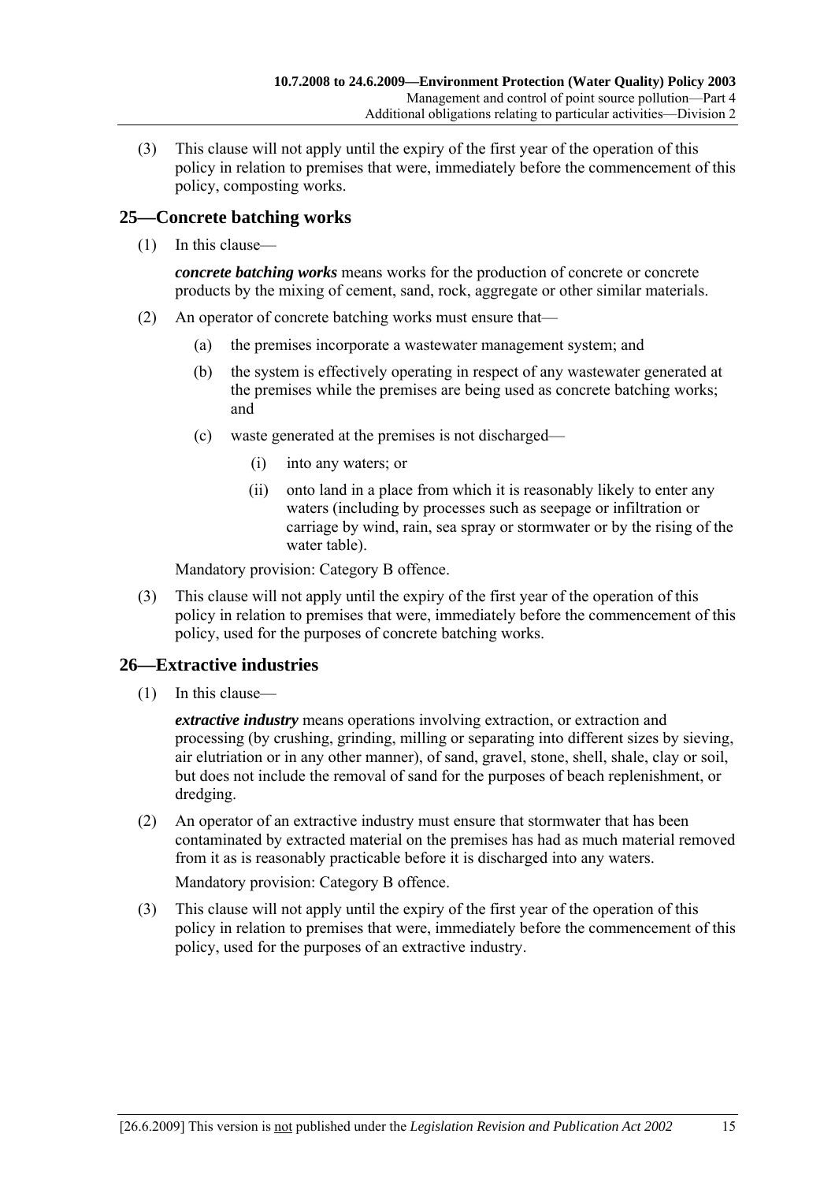(3) This clause will not apply until the expiry of the first year of the operation of this policy in relation to premises that were, immediately before the commencement of this policy, composting works.

## 25—Concrete batching works

(1) In this clause—

***concrete batching works*** means works for the production of concrete or concrete products by the mixing of cement, sand, rock, aggregate or other similar materials.

(2) An operator of concrete batching works must ensure that—

  (a) the premises incorporate a wastewater management system; and

  (b) the system is effectively operating in respect of any wastewater generated at the premises while the premises are being used as concrete batching works; and

  (c) waste generated at the premises is not discharged—

    (i) into any waters; or

    (ii) onto land in a place from which it is reasonably likely to enter any waters (including by processes such as seepage or infiltration or carriage by wind, rain, sea spray or stormwater or by the rising of the water table).

Mandatory provision: Category B offence.

(3) This clause will not apply until the expiry of the first year of the operation of this policy in relation to premises that were, immediately before the commencement of this policy, used for the purposes of concrete batching works.

## 26—Extractive industries

(1) In this clause—

***extractive industry*** means operations involving extraction, or extraction and processing (by crushing, grinding, milling or separating into different sizes by sieving, air elutriation or in any other manner), of sand, gravel, stone, shell, shale, clay or soil, but does not include the removal of sand for the purposes of beach replenishment, or dredging.

(2) An operator of an extractive industry must ensure that stormwater that has been contaminated by extracted material on the premises has had as much material removed from it as is reasonably practicable before it is discharged into any waters.

Mandatory provision: Category B offence.

(3) This clause will not apply until the expiry of the first year of the operation of this policy in relation to premises that were, immediately before the commencement of this policy, used for the purposes of an extractive industry.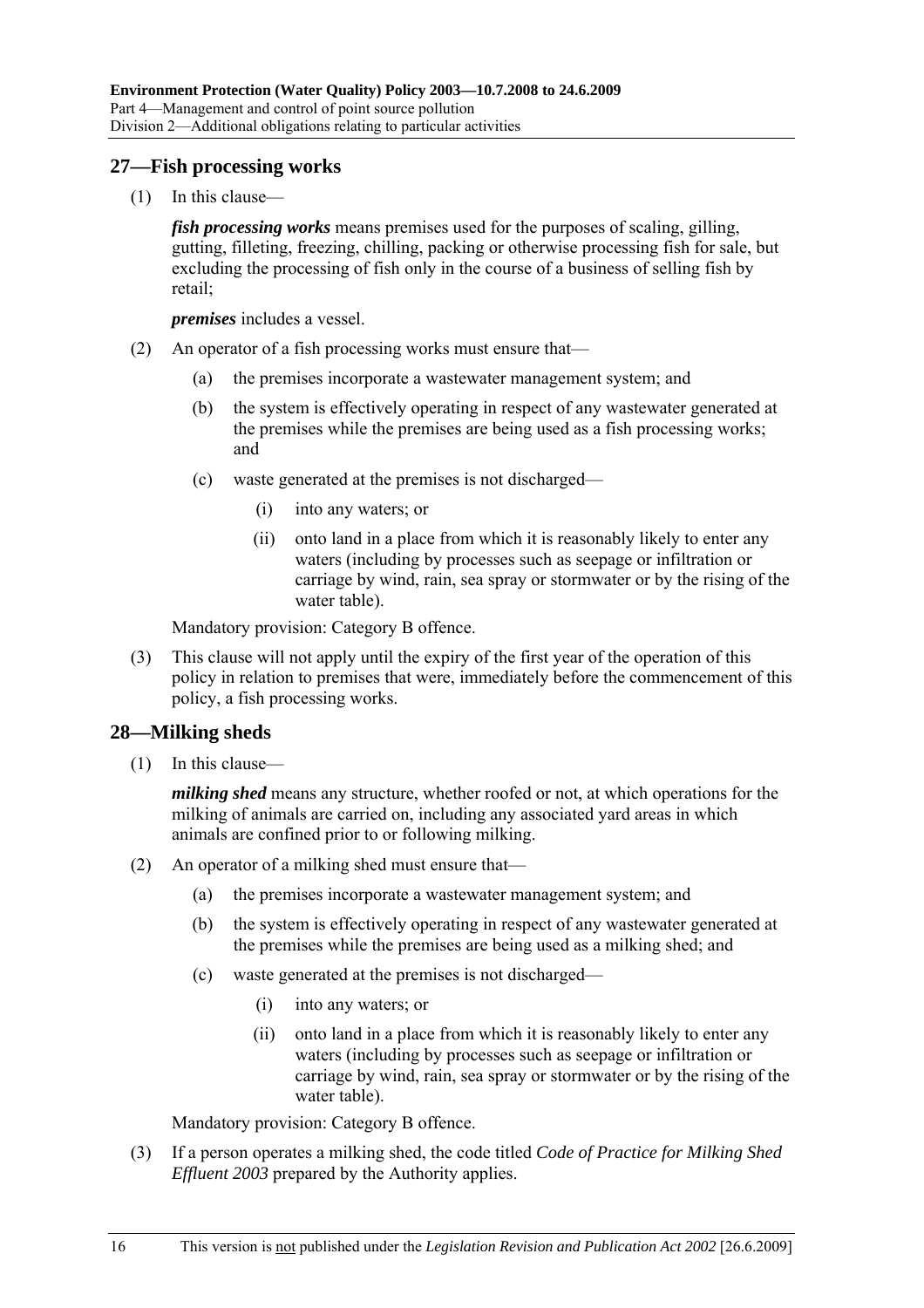## 27—Fish processing works

(1) In this clause—

***fish processing works*** means premises used for the purposes of scaling, gilling, gutting, filleting, freezing, chilling, packing or otherwise processing fish for sale, but excluding the processing of fish only in the course of a business of selling fish by retail;

***premises*** includes a vessel.

(2) An operator of a fish processing works must ensure that—

(a) the premises incorporate a wastewater management system; and

(b) the system is effectively operating in respect of any wastewater generated at the premises while the premises are being used as a fish processing works; and

(c) waste generated at the premises is not discharged—

(i) into any waters; or

(ii) onto land in a place from which it is reasonably likely to enter any waters (including by processes such as seepage or infiltration or carriage by wind, rain, sea spray or stormwater or by the rising of the water table).

Mandatory provision: Category B offence.

(3) This clause will not apply until the expiry of the first year of the operation of this policy in relation to premises that were, immediately before the commencement of this policy, a fish processing works.

## 28—Milking sheds

(1) In this clause—

***milking shed*** means any structure, whether roofed or not, at which operations for the milking of animals are carried on, including any associated yard areas in which animals are confined prior to or following milking.

(2) An operator of a milking shed must ensure that—

(a) the premises incorporate a wastewater management system; and

(b) the system is effectively operating in respect of any wastewater generated at the premises while the premises are being used as a milking shed; and

(c) waste generated at the premises is not discharged—

(i) into any waters; or

(ii) onto land in a place from which it is reasonably likely to enter any waters (including by processes such as seepage or infiltration or carriage by wind, rain, sea spray or stormwater or by the rising of the water table).

Mandatory provision: Category B offence.

(3) If a person operates a milking shed, the code titled *Code of Practice for Milking Shed Effluent 2003* prepared by the Authority applies.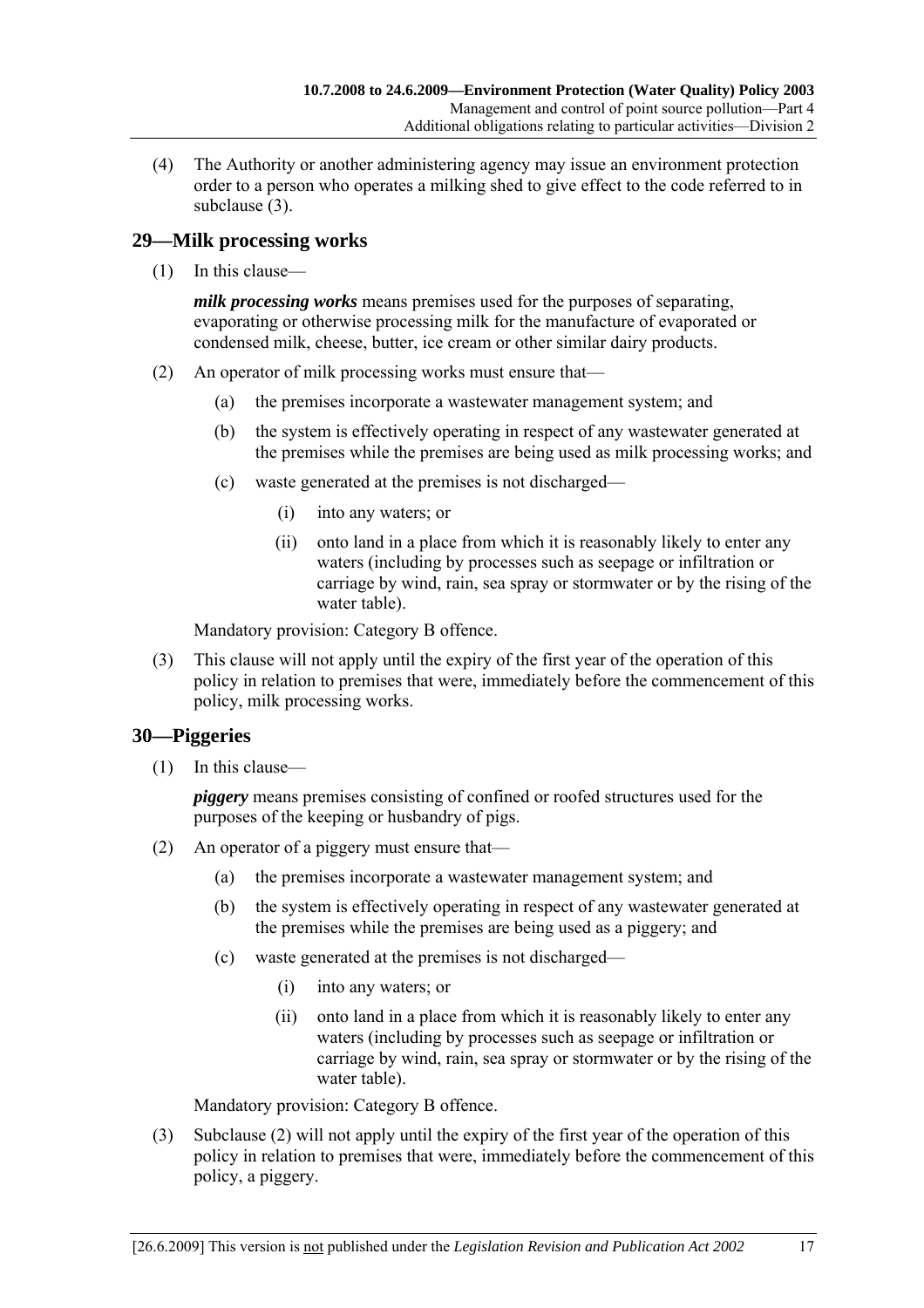(4) The Authority or another administering agency may issue an environment protection order to a person who operates a milking shed to give effect to the code referred to in subclause (3).

## 29—Milk processing works

(1) In this clause—

***milk processing works*** means premises used for the purposes of separating, evaporating or otherwise processing milk for the manufacture of evaporated or condensed milk, cheese, butter, ice cream or other similar dairy products.

(2) An operator of milk processing works must ensure that—

  (a) the premises incorporate a wastewater management system; and

  (b) the system is effectively operating in respect of any wastewater generated at the premises while the premises are being used as milk processing works; and

  (c) waste generated at the premises is not discharged—

    (i) into any waters; or

    (ii) onto land in a place from which it is reasonably likely to enter any waters (including by processes such as seepage or infiltration or carriage by wind, rain, sea spray or stormwater or by the rising of the water table).

Mandatory provision: Category B offence.

(3) This clause will not apply until the expiry of the first year of the operation of this policy in relation to premises that were, immediately before the commencement of this policy, milk processing works.

## 30—Piggeries

(1) In this clause—

***piggery*** means premises consisting of confined or roofed structures used for the purposes of the keeping or husbandry of pigs.

(2) An operator of a piggery must ensure that—

  (a) the premises incorporate a wastewater management system; and

  (b) the system is effectively operating in respect of any wastewater generated at the premises while the premises are being used as a piggery; and

  (c) waste generated at the premises is not discharged—

    (i) into any waters; or

    (ii) onto land in a place from which it is reasonably likely to enter any waters (including by processes such as seepage or infiltration or carriage by wind, rain, sea spray or stormwater or by the rising of the water table).

Mandatory provision: Category B offence.

(3) Subclause (2) will not apply until the expiry of the first year of the operation of this policy in relation to premises that were, immediately before the commencement of this policy, a piggery.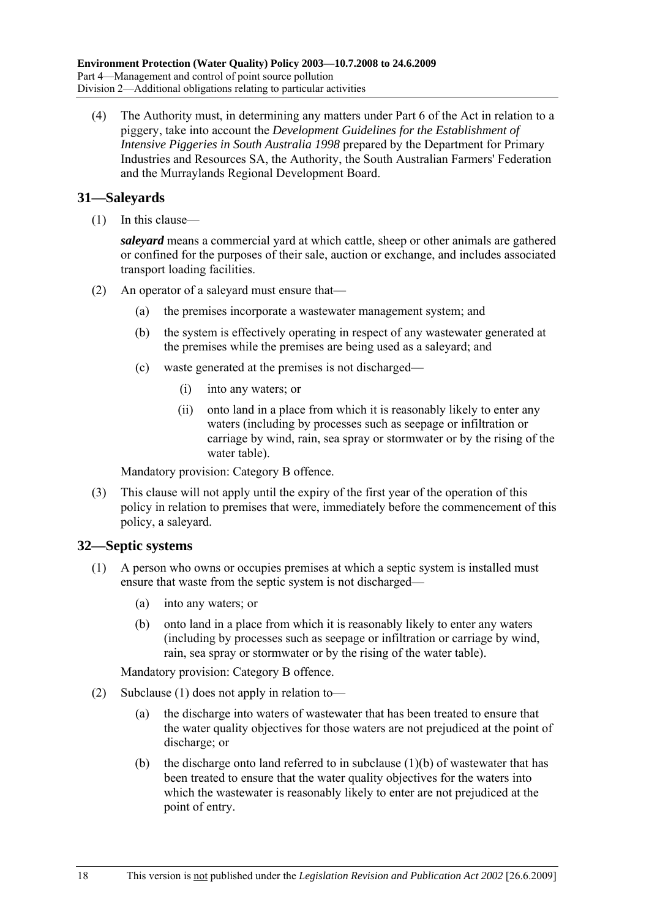(4) The Authority must, in determining any matters under Part 6 of the Act in relation to a piggery, take into account the *Development Guidelines for the Establishment of Intensive Piggeries in South Australia 1998* prepared by the Department for Primary Industries and Resources SA, the Authority, the South Australian Farmers' Federation and the Murraylands Regional Development Board.

## 31—Saleyards

(1) In this clause—

***saleyard*** means a commercial yard at which cattle, sheep or other animals are gathered or confined for the purposes of their sale, auction or exchange, and includes associated transport loading facilities.

(2) An operator of a saleyard must ensure that—

- (a) the premises incorporate a wastewater management system; and
- (b) the system is effectively operating in respect of any wastewater generated at the premises while the premises are being used as a saleyard; and
- (c) waste generated at the premises is not discharged—
  - (i) into any waters; or
  - (ii) onto land in a place from which it is reasonably likely to enter any waters (including by processes such as seepage or infiltration or carriage by wind, rain, sea spray or stormwater or by the rising of the water table).

Mandatory provision: Category B offence.

(3) This clause will not apply until the expiry of the first year of the operation of this policy in relation to premises that were, immediately before the commencement of this policy, a saleyard.

## 32—Septic systems

(1) A person who owns or occupies premises at which a septic system is installed must ensure that waste from the septic system is not discharged—

- (a) into any waters; or
- (b) onto land in a place from which it is reasonably likely to enter any waters (including by processes such as seepage or infiltration or carriage by wind, rain, sea spray or stormwater or by the rising of the water table).

Mandatory provision: Category B offence.

(2) Subclause (1) does not apply in relation to—

- (a) the discharge into waters of wastewater that has been treated to ensure that the water quality objectives for those waters are not prejudiced at the point of discharge; or
- (b) the discharge onto land referred to in subclause (1)(b) of wastewater that has been treated to ensure that the water quality objectives for the waters into which the wastewater is reasonably likely to enter are not prejudiced at the point of entry.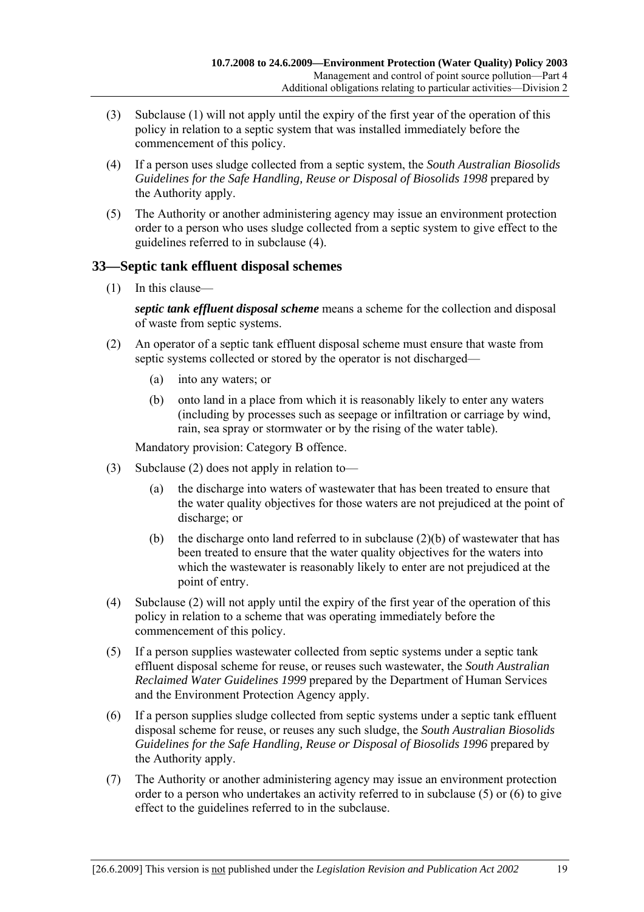(3) Subclause (1) will not apply until the expiry of the first year of the operation of this policy in relation to a septic system that was installed immediately before the commencement of this policy.

(4) If a person uses sludge collected from a septic system, the *South Australian Biosolids Guidelines for the Safe Handling, Reuse or Disposal of Biosolids 1998* prepared by the Authority apply.

(5) The Authority or another administering agency may issue an environment protection order to a person who uses sludge collected from a septic system to give effect to the guidelines referred to in subclause (4).

## 33—Septic tank effluent disposal schemes

(1) In this clause—

***septic tank effluent disposal scheme*** means a scheme for the collection and disposal of waste from septic systems.

(2) An operator of a septic tank effluent disposal scheme must ensure that waste from septic systems collected or stored by the operator is not discharged—

   (a) into any waters; or

   (b) onto land in a place from which it is reasonably likely to enter any waters (including by processes such as seepage or infiltration or carriage by wind, rain, sea spray or stormwater or by the rising of the water table).

Mandatory provision: Category B offence.

(3) Subclause (2) does not apply in relation to—

   (a) the discharge into waters of wastewater that has been treated to ensure that the water quality objectives for those waters are not prejudiced at the point of discharge; or

   (b) the discharge onto land referred to in subclause (2)(b) of wastewater that has been treated to ensure that the water quality objectives for the waters into which the wastewater is reasonably likely to enter are not prejudiced at the point of entry.

(4) Subclause (2) will not apply until the expiry of the first year of the operation of this policy in relation to a scheme that was operating immediately before the commencement of this policy.

(5) If a person supplies wastewater collected from septic systems under a septic tank effluent disposal scheme for reuse, or reuses such wastewater, the *South Australian Reclaimed Water Guidelines 1999* prepared by the Department of Human Services and the Environment Protection Agency apply.

(6) If a person supplies sludge collected from septic systems under a septic tank effluent disposal scheme for reuse, or reuses any such sludge, the *South Australian Biosolids Guidelines for the Safe Handling, Reuse or Disposal of Biosolids 1996* prepared by the Authority apply.

(7) The Authority or another administering agency may issue an environment protection order to a person who undertakes an activity referred to in subclause (5) or (6) to give effect to the guidelines referred to in the subclause.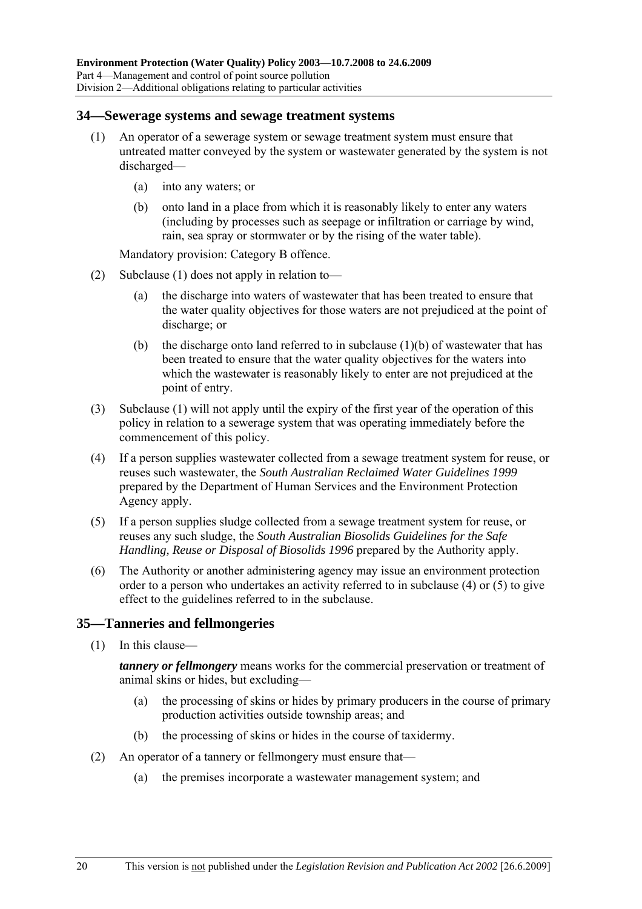## 34—Sewerage systems and sewage treatment systems

(1) An operator of a sewerage system or sewage treatment system must ensure that untreated matter conveyed by the system or wastewater generated by the system is not discharged—

(a) into any waters; or

(b) onto land in a place from which it is reasonably likely to enter any waters (including by processes such as seepage or infiltration or carriage by wind, rain, sea spray or stormwater or by the rising of the water table).

Mandatory provision: Category B offence.

(2) Subclause (1) does not apply in relation to—

(a) the discharge into waters of wastewater that has been treated to ensure that the water quality objectives for those waters are not prejudiced at the point of discharge; or

(b) the discharge onto land referred to in subclause (1)(b) of wastewater that has been treated to ensure that the water quality objectives for the waters into which the wastewater is reasonably likely to enter are not prejudiced at the point of entry.

(3) Subclause (1) will not apply until the expiry of the first year of the operation of this policy in relation to a sewerage system that was operating immediately before the commencement of this policy.

(4) If a person supplies wastewater collected from a sewage treatment system for reuse, or reuses such wastewater, the *South Australian Reclaimed Water Guidelines 1999* prepared by the Department of Human Services and the Environment Protection Agency apply.

(5) If a person supplies sludge collected from a sewage treatment system for reuse, or reuses any such sludge, the *South Australian Biosolids Guidelines for the Safe Handling, Reuse or Disposal of Biosolids 1996* prepared by the Authority apply.

(6) The Authority or another administering agency may issue an environment protection order to a person who undertakes an activity referred to in subclause (4) or (5) to give effect to the guidelines referred to in the subclause.

## 35—Tanneries and fellmongeries

(1) In this clause—

***tannery or fellmongery*** means works for the commercial preservation or treatment of animal skins or hides, but excluding—

(a) the processing of skins or hides by primary producers in the course of primary production activities outside township areas; and

(b) the processing of skins or hides in the course of taxidermy.

(2) An operator of a tannery or fellmongery must ensure that—

(a) the premises incorporate a wastewater management system; and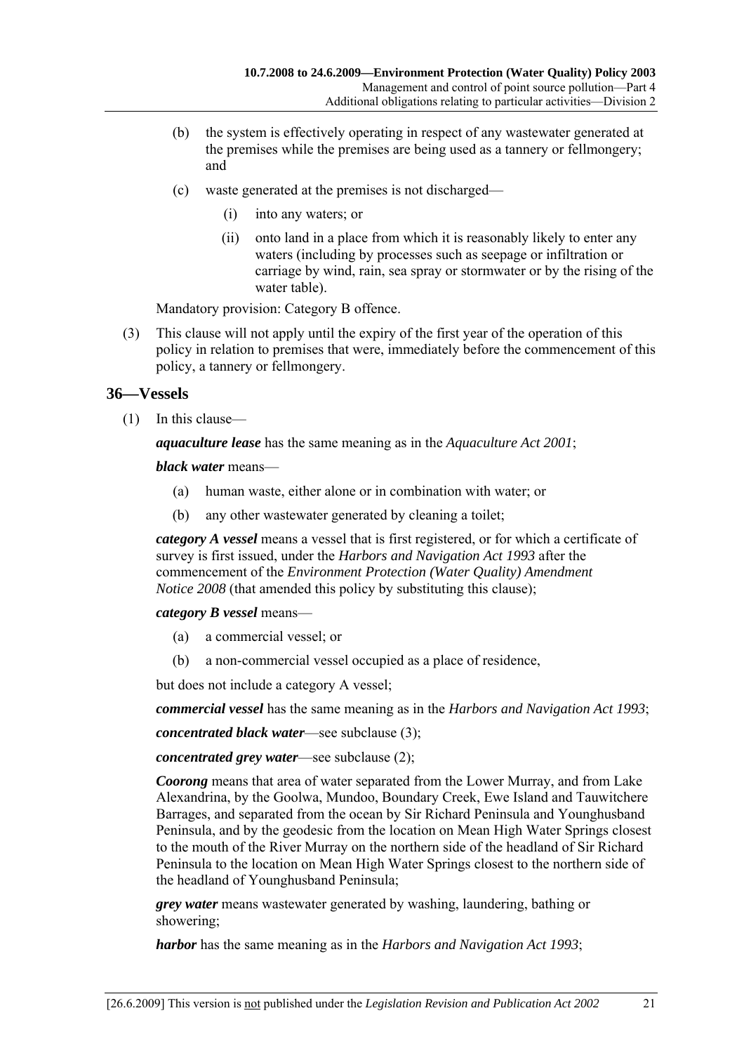(b) the system is effectively operating in respect of any wastewater generated at the premises while the premises are being used as a tannery or fellmongery; and

(c) waste generated at the premises is not discharged—

(i) into any waters; or

(ii) onto land in a place from which it is reasonably likely to enter any waters (including by processes such as seepage or infiltration or carriage by wind, rain, sea spray or stormwater or by the rising of the water table).

Mandatory provision: Category B offence.

(3) This clause will not apply until the expiry of the first year of the operation of this policy in relation to premises that were, immediately before the commencement of this policy, a tannery or fellmongery.

## 36—Vessels

(1) In this clause—

***aquaculture lease*** has the same meaning as in the *Aquaculture Act 2001*;

***black water*** means—

(a) human waste, either alone or in combination with water; or

(b) any other wastewater generated by cleaning a toilet;

***category A vessel*** means a vessel that is first registered, or for which a certificate of survey is first issued, under the *Harbors and Navigation Act 1993* after the commencement of the *Environment Protection (Water Quality) Amendment Notice 2008* (that amended this policy by substituting this clause);

***category B vessel*** means—

(a) a commercial vessel; or

(b) a non-commercial vessel occupied as a place of residence,

but does not include a category A vessel;

***commercial vessel*** has the same meaning as in the *Harbors and Navigation Act 1993*;

***concentrated black water***—see subclause (3);

***concentrated grey water***—see subclause (2);

***Coorong*** means that area of water separated from the Lower Murray, and from Lake Alexandrina, by the Goolwa, Mundoo, Boundary Creek, Ewe Island and Tauwitchere Barrages, and separated from the ocean by Sir Richard Peninsula and Younghusband Peninsula, and by the geodesic from the location on Mean High Water Springs closest to the mouth of the River Murray on the northern side of the headland of Sir Richard Peninsula to the location on Mean High Water Springs closest to the northern side of the headland of Younghusband Peninsula;

***grey water*** means wastewater generated by washing, laundering, bathing or showering;

***harbor*** has the same meaning as in the *Harbors and Navigation Act 1993*;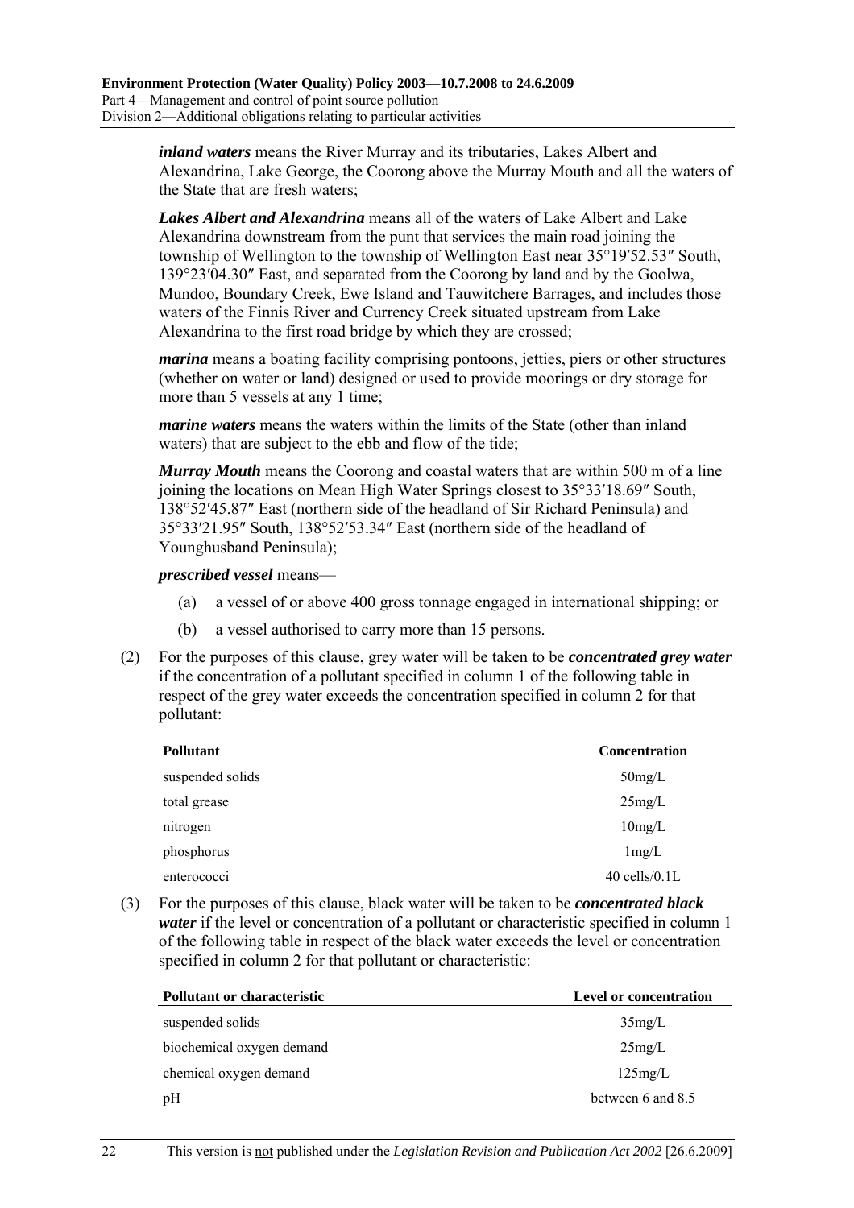***inland waters*** means the River Murray and its tributaries, Lakes Albert and Alexandrina, Lake George, the Coorong above the Murray Mouth and all the waters of the State that are fresh waters;

***Lakes Albert and Alexandrina*** means all of the waters of Lake Albert and Lake Alexandrina downstream from the punt that services the main road joining the township of Wellington to the township of Wellington East near 35°19′52.53″ South, 139°23′04.30″ East, and separated from the Coorong by land and by the Goolwa, Mundoo, Boundary Creek, Ewe Island and Tauwitchere Barrages, and includes those waters of the Finnis River and Currency Creek situated upstream from Lake Alexandrina to the first road bridge by which they are crossed;

***marina*** means a boating facility comprising pontoons, jetties, piers or other structures (whether on water or land) designed or used to provide moorings or dry storage for more than 5 vessels at any 1 time;

***marine waters*** means the waters within the limits of the State (other than inland waters) that are subject to the ebb and flow of the tide;

***Murray Mouth*** means the Coorong and coastal waters that are within 500 m of a line joining the locations on Mean High Water Springs closest to 35°33′18.69″ South, 138°52′45.87″ East (northern side of the headland of Sir Richard Peninsula) and 35°33′21.95″ South, 138°52′53.34″ East (northern side of the headland of Younghusband Peninsula);

***prescribed vessel*** means—

(a) a vessel of or above 400 gross tonnage engaged in international shipping; or

(b) a vessel authorised to carry more than 15 persons.

(2) For the purposes of this clause, grey water will be taken to be ***concentrated grey water*** if the concentration of a pollutant specified in column 1 of the following table in respect of the grey water exceeds the concentration specified in column 2 for that pollutant:

| Pollutant | Concentration |
|---|---|
| suspended solids | 50mg/L |
| total grease | 25mg/L |
| nitrogen | 10mg/L |
| phosphorus | 1mg/L |
| enterococci | 40 cells/0.1L |

(3) For the purposes of this clause, black water will be taken to be ***concentrated black water*** if the level or concentration of a pollutant or characteristic specified in column 1 of the following table in respect of the black water exceeds the level or concentration specified in column 2 for that pollutant or characteristic:

| Pollutant or characteristic | Level or concentration |
|---|---|
| suspended solids | 35mg/L |
| biochemical oxygen demand | 25mg/L |
| chemical oxygen demand | 125mg/L |
| pH | between 6 and 8.5 |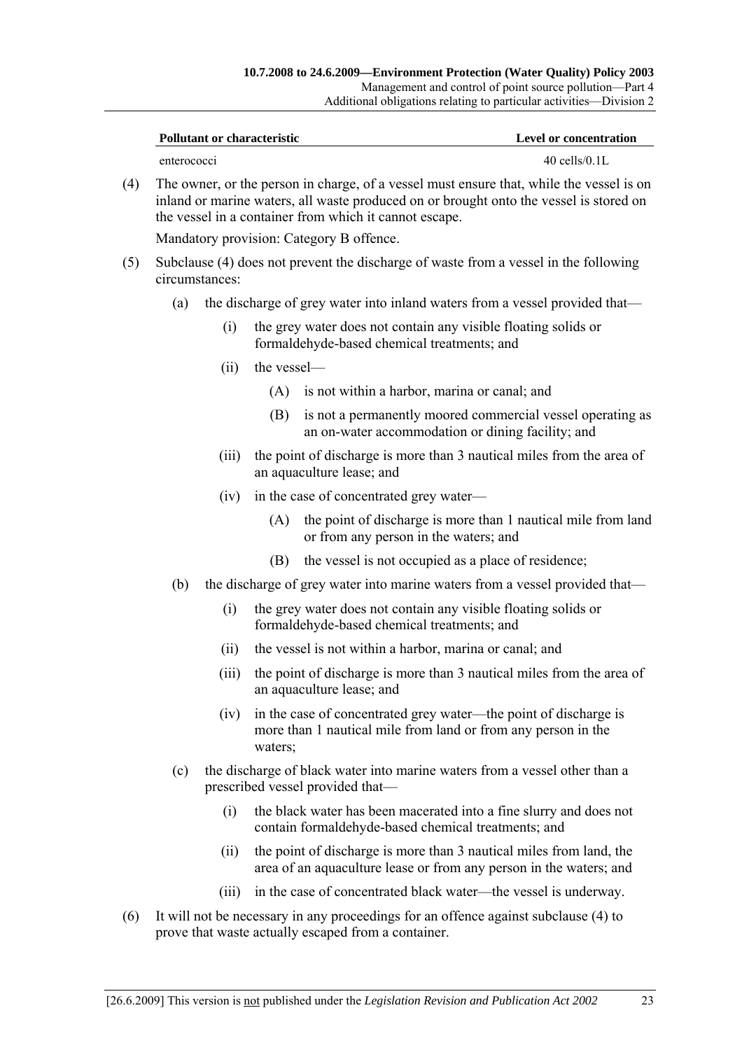| Pollutant or characteristic | Level or concentration |
|---|---|
| enterococci | 40 cells/0.1L |

(4) The owner, or the person in charge, of a vessel must ensure that, while the vessel is on inland or marine waters, all waste produced on or brought onto the vessel is stored on the vessel in a container from which it cannot escape.

Mandatory provision: Category B offence.

(5) Subclause (4) does not prevent the discharge of waste from a vessel in the following circumstances:

   (a) the discharge of grey water into inland waters from a vessel provided that—

      (i) the grey water does not contain any visible floating solids or formaldehyde-based chemical treatments; and

      (ii) the vessel—

         (A) is not within a harbor, marina or canal; and

         (B) is not a permanently moored commercial vessel operating as an on-water accommodation or dining facility; and

      (iii) the point of discharge is more than 3 nautical miles from the area of an aquaculture lease; and

      (iv) in the case of concentrated grey water—

         (A) the point of discharge is more than 1 nautical mile from land or from any person in the waters; and

         (B) the vessel is not occupied as a place of residence;

   (b) the discharge of grey water into marine waters from a vessel provided that—

      (i) the grey water does not contain any visible floating solids or formaldehyde-based chemical treatments; and

      (ii) the vessel is not within a harbor, marina or canal; and

      (iii) the point of discharge is more than 3 nautical miles from the area of an aquaculture lease; and

      (iv) in the case of concentrated grey water—the point of discharge is more than 1 nautical mile from land or from any person in the waters;

   (c) the discharge of black water into marine waters from a vessel other than a prescribed vessel provided that—

      (i) the black water has been macerated into a fine slurry and does not contain formaldehyde-based chemical treatments; and

      (ii) the point of discharge is more than 3 nautical miles from land, the area of an aquaculture lease or from any person in the waters; and

      (iii) in the case of concentrated black water—the vessel is underway.

(6) It will not be necessary in any proceedings for an offence against subclause (4) to prove that waste actually escaped from a container.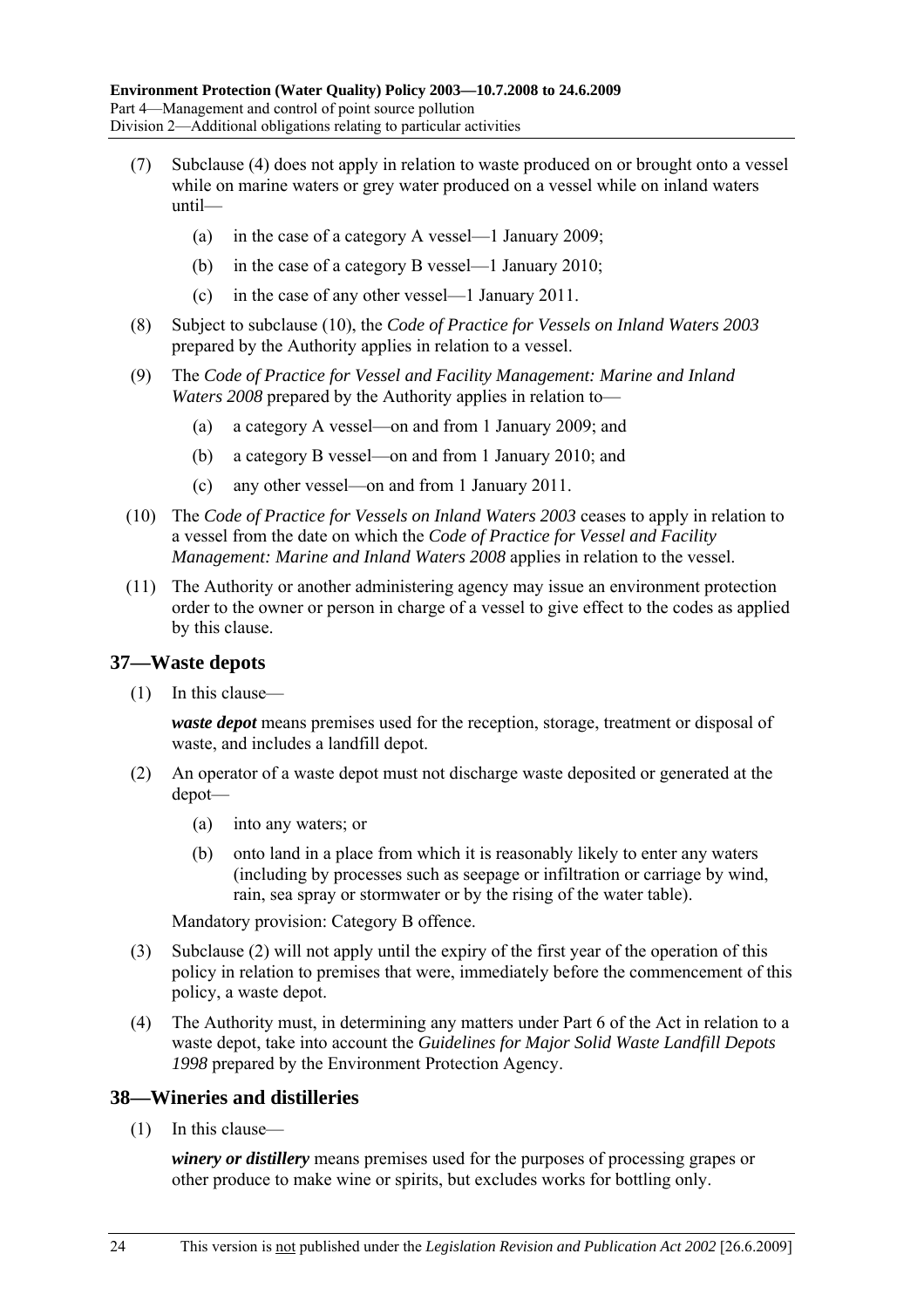(7) Subclause (4) does not apply in relation to waste produced on or brought onto a vessel while on marine waters or grey water produced on a vessel while on inland waters until—

   (a) in the case of a category A vessel—1 January 2009;

   (b) in the case of a category B vessel—1 January 2010;

   (c) in the case of any other vessel—1 January 2011.

(8) Subject to subclause (10), the *Code of Practice for Vessels on Inland Waters 2003* prepared by the Authority applies in relation to a vessel.

(9) The *Code of Practice for Vessel and Facility Management: Marine and Inland Waters 2008* prepared by the Authority applies in relation to—

   (a) a category A vessel—on and from 1 January 2009; and

   (b) a category B vessel—on and from 1 January 2010; and

   (c) any other vessel—on and from 1 January 2011.

(10) The *Code of Practice for Vessels on Inland Waters 2003* ceases to apply in relation to a vessel from the date on which the *Code of Practice for Vessel and Facility Management: Marine and Inland Waters 2008* applies in relation to the vessel.

(11) The Authority or another administering agency may issue an environment protection order to the owner or person in charge of a vessel to give effect to the codes as applied by this clause.

## 37—Waste depots

(1) In this clause—

***waste depot*** means premises used for the reception, storage, treatment or disposal of waste, and includes a landfill depot.

(2) An operator of a waste depot must not discharge waste deposited or generated at the depot—

   (a) into any waters; or

   (b) onto land in a place from which it is reasonably likely to enter any waters (including by processes such as seepage or infiltration or carriage by wind, rain, sea spray or stormwater or by the rising of the water table).

Mandatory provision: Category B offence.

(3) Subclause (2) will not apply until the expiry of the first year of the operation of this policy in relation to premises that were, immediately before the commencement of this policy, a waste depot.

(4) The Authority must, in determining any matters under Part 6 of the Act in relation to a waste depot, take into account the *Guidelines for Major Solid Waste Landfill Depots 1998* prepared by the Environment Protection Agency.

## 38—Wineries and distilleries

(1) In this clause—

***winery or distillery*** means premises used for the purposes of processing grapes or other produce to make wine or spirits, but excludes works for bottling only.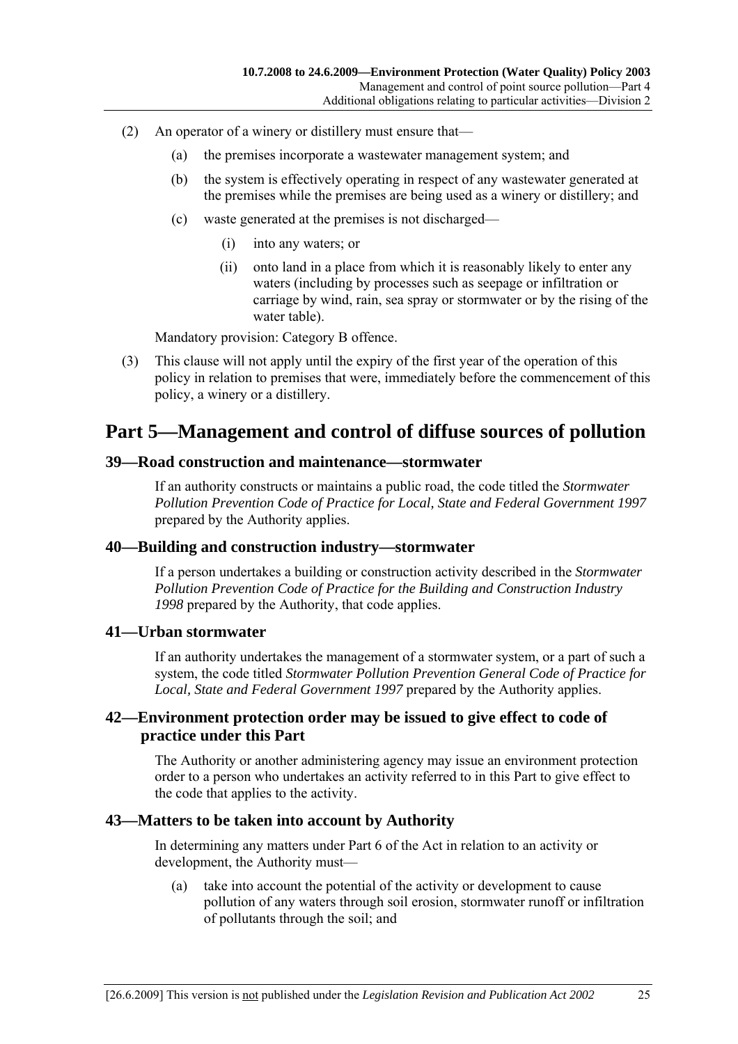(2) An operator of a winery or distillery must ensure that—

(a) the premises incorporate a wastewater management system; and

(b) the system is effectively operating in respect of any wastewater generated at the premises while the premises are being used as a winery or distillery; and

(c) waste generated at the premises is not discharged—

(i) into any waters; or

(ii) onto land in a place from which it is reasonably likely to enter any waters (including by processes such as seepage or infiltration or carriage by wind, rain, sea spray or stormwater or by the rising of the water table).

Mandatory provision: Category B offence.

(3) This clause will not apply until the expiry of the first year of the operation of this policy in relation to premises that were, immediately before the commencement of this policy, a winery or a distillery.

# Part 5—Management and control of diffuse sources of pollution

## 39—Road construction and maintenance—stormwater

If an authority constructs or maintains a public road, the code titled the *Stormwater Pollution Prevention Code of Practice for Local, State and Federal Government 1997* prepared by the Authority applies.

## 40—Building and construction industry—stormwater

If a person undertakes a building or construction activity described in the *Stormwater Pollution Prevention Code of Practice for the Building and Construction Industry 1998* prepared by the Authority, that code applies.

## 41—Urban stormwater

If an authority undertakes the management of a stormwater system, or a part of such a system, the code titled *Stormwater Pollution Prevention General Code of Practice for Local, State and Federal Government 1997* prepared by the Authority applies.

## 42—Environment protection order may be issued to give effect to code of practice under this Part

The Authority or another administering agency may issue an environment protection order to a person who undertakes an activity referred to in this Part to give effect to the code that applies to the activity.

## 43—Matters to be taken into account by Authority

In determining any matters under Part 6 of the Act in relation to an activity or development, the Authority must—

(a) take into account the potential of the activity or development to cause pollution of any waters through soil erosion, stormwater runoff or infiltration of pollutants through the soil; and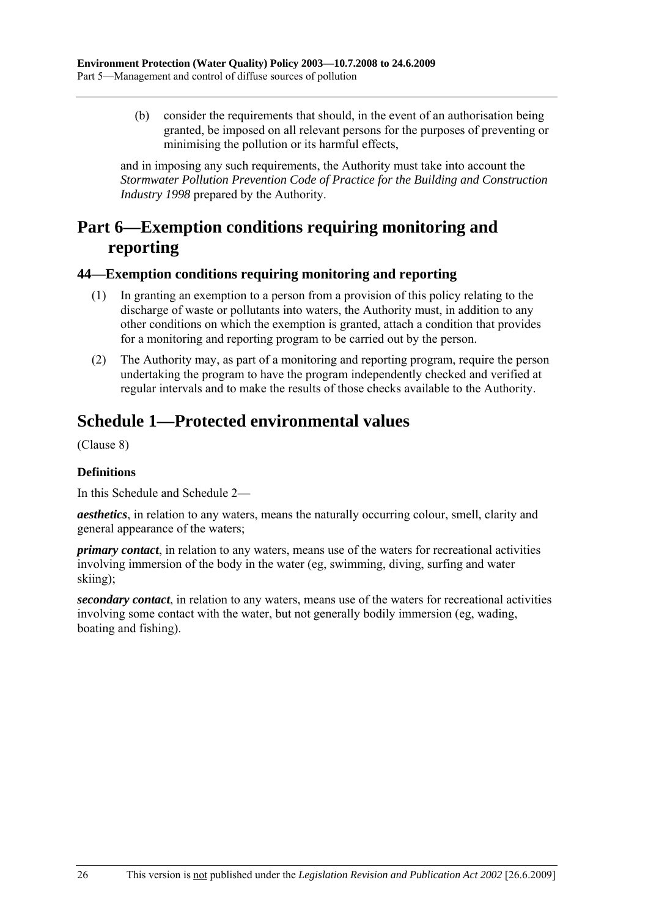(b) consider the requirements that should, in the event of an authorisation being granted, be imposed on all relevant persons for the purposes of preventing or minimising the pollution or its harmful effects,

and in imposing any such requirements, the Authority must take into account the *Stormwater Pollution Prevention Code of Practice for the Building and Construction Industry 1998* prepared by the Authority.

# Part 6—Exemption conditions requiring monitoring and reporting

## 44—Exemption conditions requiring monitoring and reporting

(1) In granting an exemption to a person from a provision of this policy relating to the discharge of waste or pollutants into waters, the Authority must, in addition to any other conditions on which the exemption is granted, attach a condition that provides for a monitoring and reporting program to be carried out by the person.

(2) The Authority may, as part of a monitoring and reporting program, require the person undertaking the program to have the program independently checked and verified at regular intervals and to make the results of those checks available to the Authority.

# Schedule 1—Protected environmental values

(Clause 8)

**Definitions**

In this Schedule and Schedule 2—

***aesthetics***, in relation to any waters, means the naturally occurring colour, smell, clarity and general appearance of the waters;

***primary contact***, in relation to any waters, means use of the waters for recreational activities involving immersion of the body in the water (eg, swimming, diving, surfing and water skiing);

***secondary contact***, in relation to any waters, means use of the waters for recreational activities involving some contact with the water, but not generally bodily immersion (eg, wading, boating and fishing).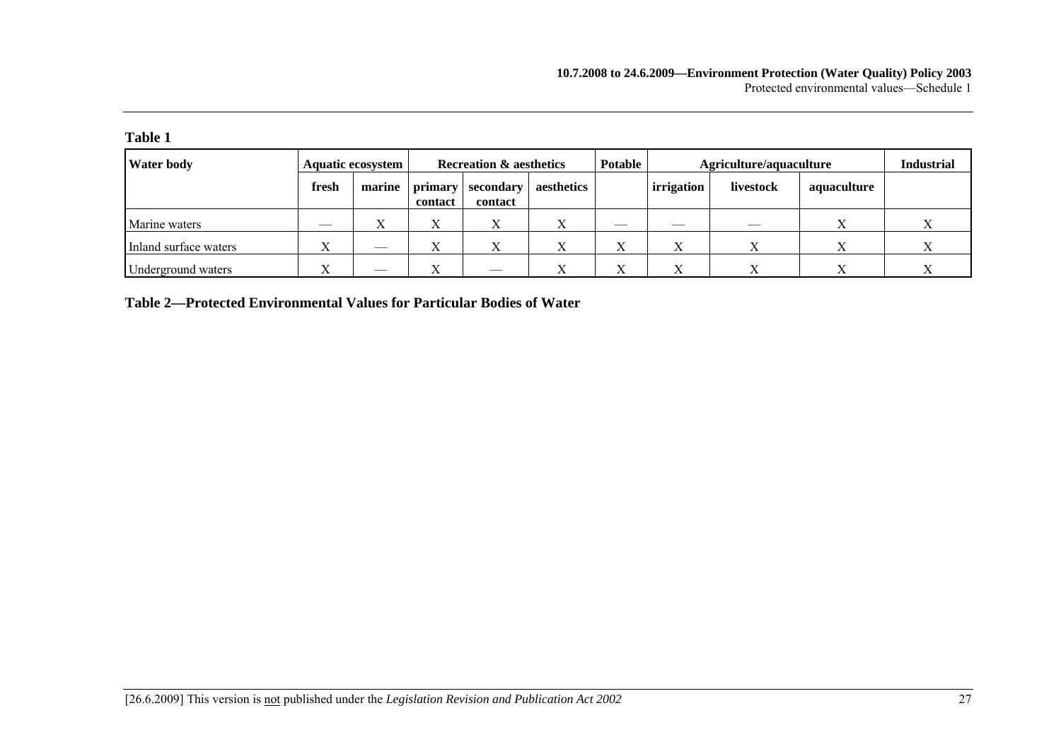**Table 1**

| Water body | Aquatic ecosystem | | Recreation & aesthetics | | | Potable | Agriculture/aquaculture | | | Industrial |
|---|---|---|---|---|---|---|---|---|---|---|
| | fresh | marine | primary contact | secondary contact | aesthetics | | irrigation | livestock | aquaculture | |
| Marine waters | — | X | X | X | X | — | — | — | X | X |
| Inland surface waters | X | — | X | X | X | X | X | X | X | X |
| Underground waters | X | — | X | — | X | X | X | X | X | X |

**Table 2—Protected Environmental Values for Particular Bodies of Water**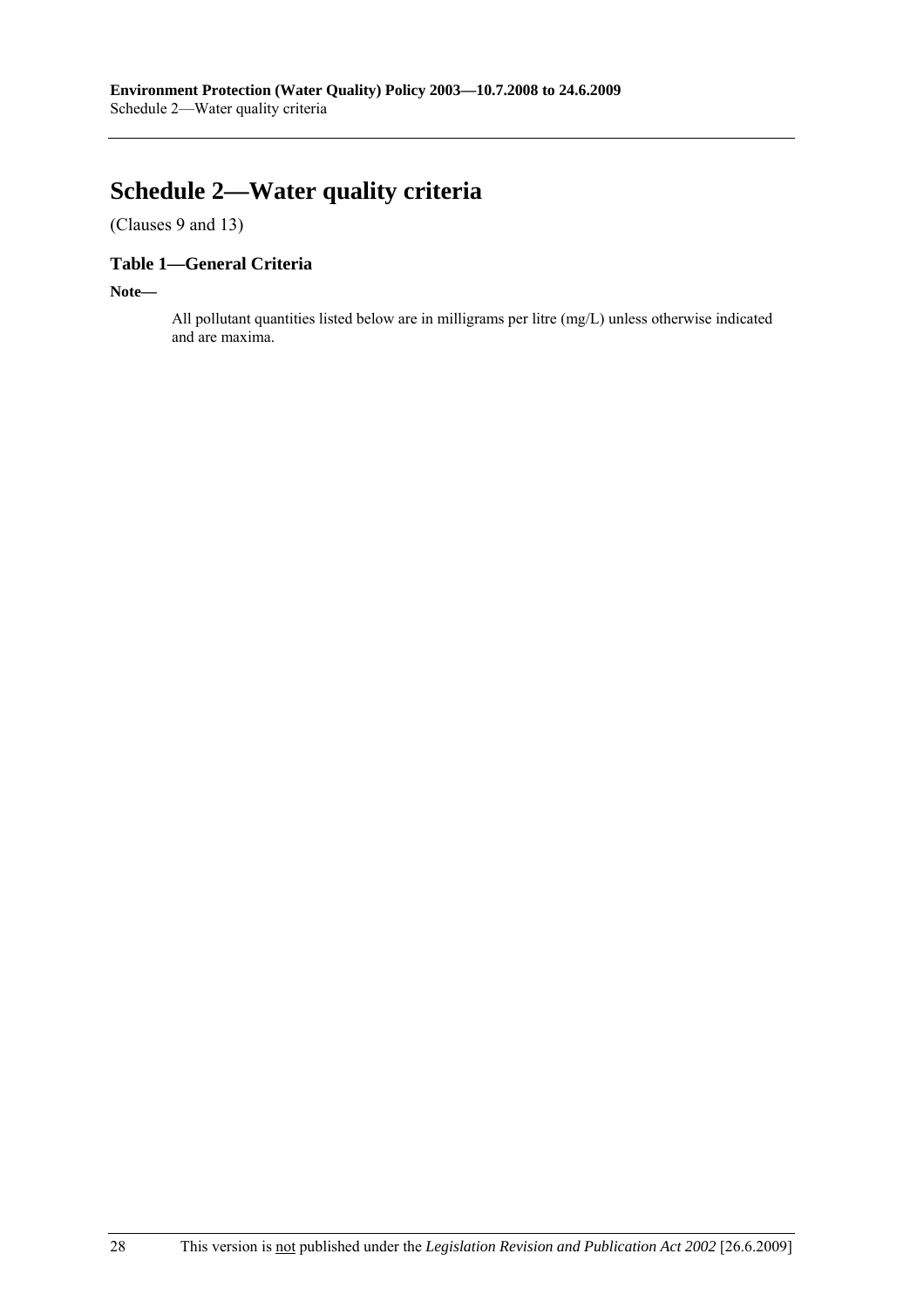# Schedule 2—Water quality criteria

(Clauses 9 and 13)

### Table 1—General Criteria

**Note—**

All pollutant quantities listed below are in milligrams per litre (mg/L) unless otherwise indicated and are maxima.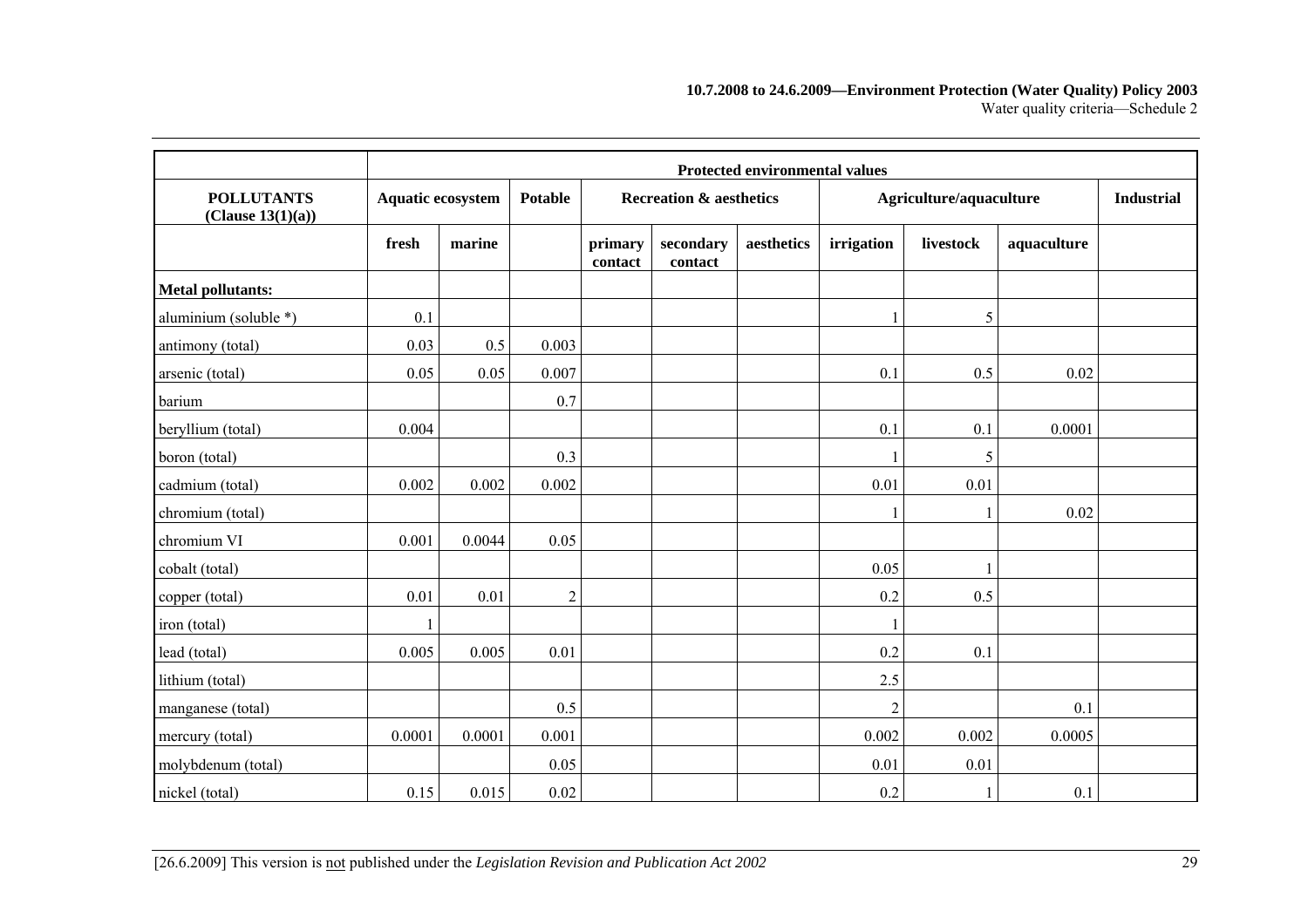| | Protected environmental values | | | | | | | | | |
|---|---|---|---|---|---|---|---|---|---|---|
| **POLLUTANTS (Clause 13(1)(a))** | **Aquatic ecosystem** | | **Potable** | **Recreation & aesthetics** | | | **Agriculture/aquaculture** | | | **Industrial** |
| | **fresh** | **marine** | | **primary contact** | **secondary contact** | **aesthetics** | **irrigation** | **livestock** | **aquaculture** | |
| **Metal pollutants:** | | | | | | | | | | |
| aluminium (soluble *) | 0.1 | | | | | | 1 | 5 | | |
| antimony (total) | 0.03 | 0.5 | 0.003 | | | | | | | |
| arsenic (total) | 0.05 | 0.05 | 0.007 | | | | 0.1 | 0.5 | 0.02 | |
| barium | | | 0.7 | | | | | | | |
| beryllium (total) | 0.004 | | | | | | 0.1 | 0.1 | 0.0001 | |
| boron (total) | | | 0.3 | | | | 1 | 5 | | |
| cadmium (total) | 0.002 | 0.002 | 0.002 | | | | 0.01 | 0.01 | | |
| chromium (total) | | | | | | | 1 | 1 | 0.02 | |
| chromium VI | 0.001 | 0.0044 | 0.05 | | | | | | | |
| cobalt (total) | | | | | | | 0.05 | 1 | | |
| copper (total) | 0.01 | 0.01 | 2 | | | | 0.2 | 0.5 | | |
| iron (total) | 1 | | | | | | 1 | | | |
| lead (total) | 0.005 | 0.005 | 0.01 | | | | 0.2 | 0.1 | | |
| lithium (total) | | | | | | | 2.5 | | | |
| manganese (total) | | | 0.5 | | | | 2 | | 0.1 | |
| mercury (total) | 0.0001 | 0.0001 | 0.001 | | | | 0.002 | 0.002 | 0.0005 | |
| molybdenum (total) | | | 0.05 | | | | 0.01 | 0.01 | | |
| nickel (total) | 0.15 | 0.015 | 0.02 | | | | 0.2 | 1 | 0.1 | |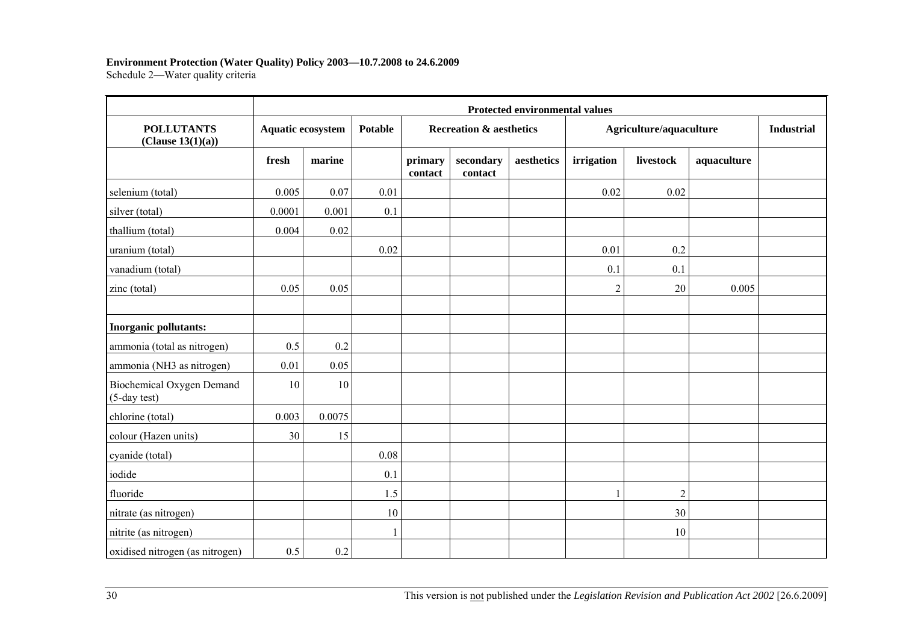**Environment Protection (Water Quality) Policy 2003—10.7.2008 to 24.6.2009**
Schedule 2—Water quality criteria

| | Protected environmental values | | | | | | | | | |
|---|---|---|---|---|---|---|---|---|---|---|
| **POLLUTANTS (Clause 13(1)(a))** | **Aquatic ecosystem** | | **Potable** | **Recreation & aesthetics** | | | **Agriculture/aquaculture** | | | **Industrial** |
| | **fresh** | **marine** | | **primary contact** | **secondary contact** | **aesthetics** | **irrigation** | **livestock** | **aquaculture** | |
| selenium (total) | 0.005 | 0.07 | 0.01 | | | | 0.02 | 0.02 | | |
| silver (total) | 0.0001 | 0.001 | 0.1 | | | | | | | |
| thallium (total) | 0.004 | 0.02 | | | | | | | | |
| uranium (total) | | | 0.02 | | | | 0.01 | 0.2 | | |
| vanadium (total) | | | | | | | 0.1 | 0.1 | | |
| zinc (total) | 0.05 | 0.05 | | | | | 2 | 20 | 0.005 | |
| | | | | | | | | | | |
| **Inorganic pollutants:** | | | | | | | | | | |
| ammonia (total as nitrogen) | 0.5 | 0.2 | | | | | | | | |
| ammonia (NH3 as nitrogen) | 0.01 | 0.05 | | | | | | | | |
| Biochemical Oxygen Demand (5-day test) | 10 | 10 | | | | | | | | |
| chlorine (total) | 0.003 | 0.0075 | | | | | | | | |
| colour (Hazen units) | 30 | 15 | | | | | | | | |
| cyanide (total) | | | 0.08 | | | | | | | |
| iodide | | | 0.1 | | | | | | | |
| fluoride | | | 1.5 | | | | 1 | 2 | | |
| nitrate (as nitrogen) | | | 10 | | | | | 30 | | |
| nitrite (as nitrogen) | | | 1 | | | | | 10 | | |
| oxidised nitrogen (as nitrogen) | 0.5 | 0.2 | | | | | | | | |

This version is not published under the *Legislation Revision and Publication Act 2002* [26.6.2009]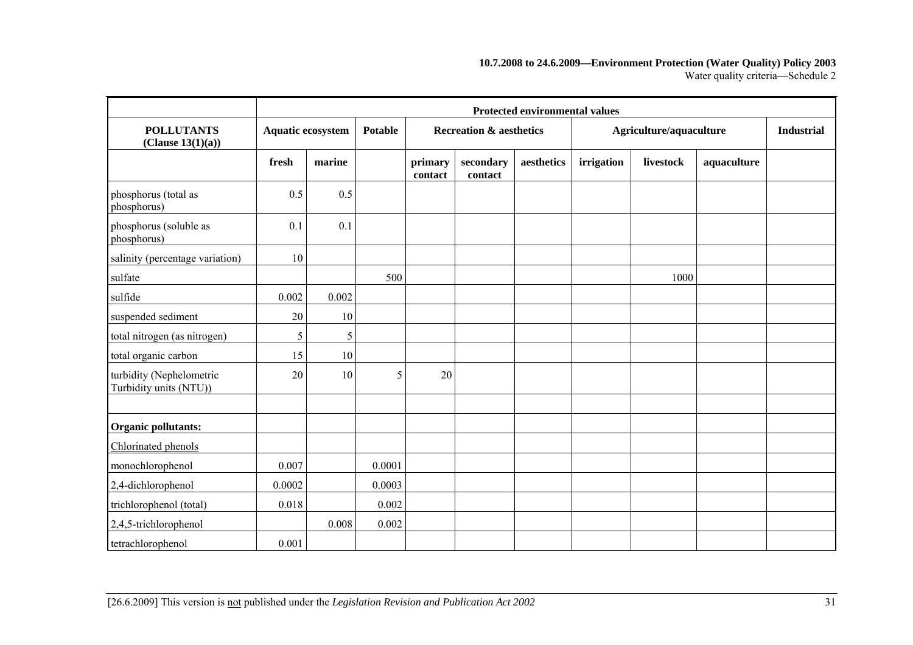| POLLUTANTS (Clause 13(1)(a)) | Protected environmental values | | | | | | | | | |
|---|---|---|---|---|---|---|---|---|---|---|
| | Aquatic ecosystem | | Potable | Recreation & aesthetics | | | Agriculture/aquaculture | | | Industrial |
| | fresh | marine | | primary contact | secondary contact | aesthetics | irrigation | livestock | aquaculture | |
| phosphorus (total as phosphorus) | 0.5 | 0.5 | | | | | | | | |
| phosphorus (soluble as phosphorus) | 0.1 | 0.1 | | | | | | | | |
| salinity (percentage variation) | 10 | | | | | | | | | |
| sulfate | | | 500 | | | | | 1000 | | |
| sulfide | 0.002 | 0.002 | | | | | | | | |
| suspended sediment | 20 | 10 | | | | | | | | |
| total nitrogen (as nitrogen) | 5 | 5 | | | | | | | | |
| total organic carbon | 15 | 10 | | | | | | | | |
| turbidity (Nephelometric Turbidity units (NTU)) | 20 | 10 | 5 | 20 | | | | | | |
| | | | | | | | | | | |
| **Organic pollutants:** | | | | | | | | | | |
| Chlorinated phenols | | | | | | | | | | |
| monochlorophenol | 0.007 | | 0.0001 | | | | | | | |
| 2,4-dichlorophenol | 0.0002 | | 0.0003 | | | | | | | |
| trichlorophenol (total) | 0.018 | | 0.002 | | | | | | | |
| 2,4,5-trichlorophenol | | 0.008 | 0.002 | | | | | | | |
| tetrachlorophenol | 0.001 | | | | | | | | | |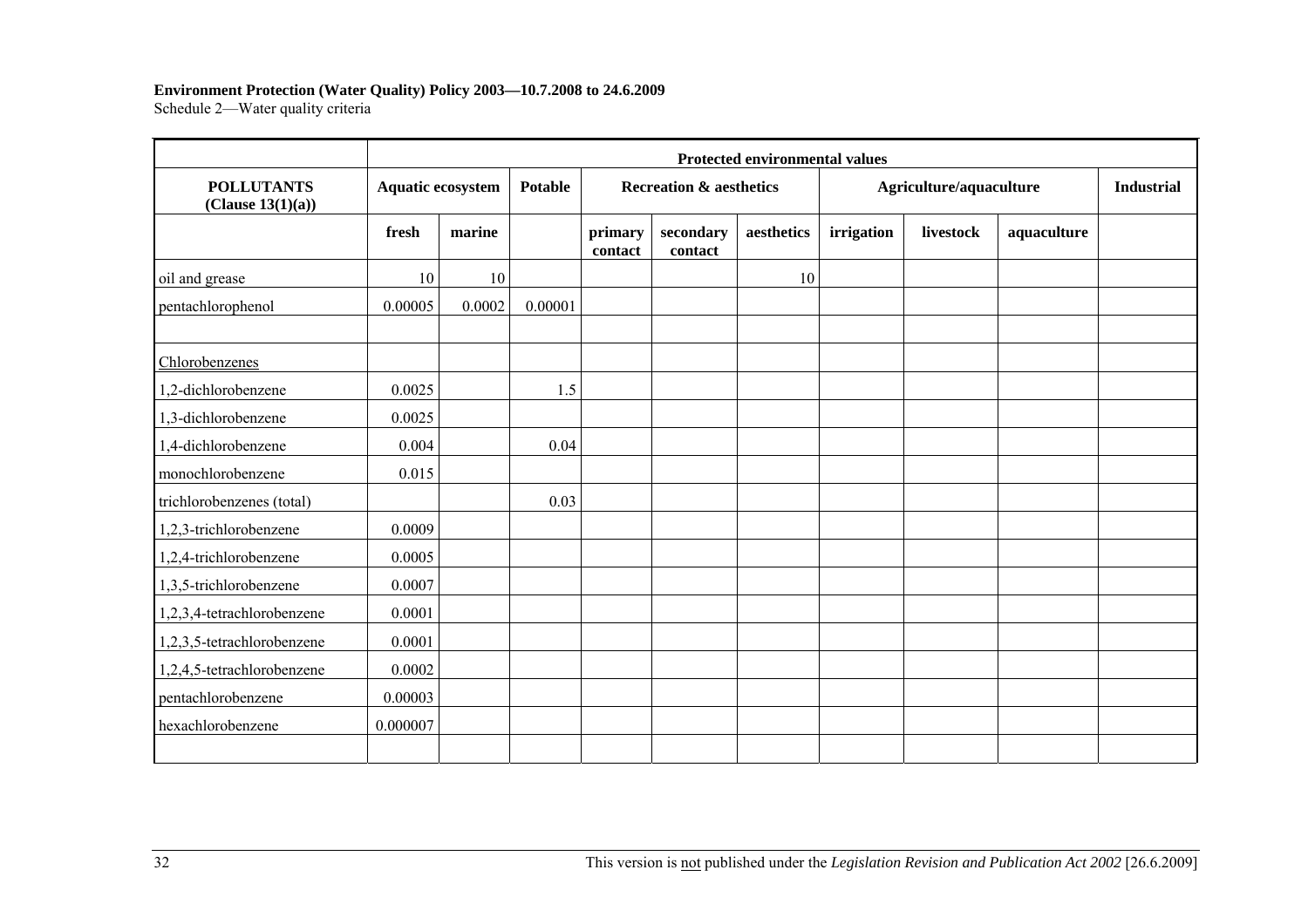**Environment Protection (Water Quality) Policy 2003—10.7.2008 to 24.6.2009**

Schedule 2—Water quality criteria

| | Protected environmental values | | | | | | | | | |
|---|---|---|---|---|---|---|---|---|---|---|
| **POLLUTANTS (Clause 13(1)(a))** | **Aquatic ecosystem** | | **Potable** | **Recreation & aesthetics** | | | **Agriculture/aquaculture** | | | **Industrial** |
| | **fresh** | **marine** | | **primary contact** | **secondary contact** | **aesthetics** | **irrigation** | **livestock** | **aquaculture** | |
| oil and grease | 10 | 10 | | | | 10 | | | | |
| pentachlorophenol | 0.00005 | 0.0002 | 0.00001 | | | | | | | |
| | | | | | | | | | | |
| Chlorobenzenes | | | | | | | | | | |
| 1,2-dichlorobenzene | 0.0025 | | 1.5 | | | | | | | |
| 1,3-dichlorobenzene | 0.0025 | | | | | | | | | |
| 1,4-dichlorobenzene | 0.004 | | 0.04 | | | | | | | |
| monochlorobenzene | 0.015 | | | | | | | | | |
| trichlorobenzenes (total) | | | 0.03 | | | | | | | |
| 1,2,3-trichlorobenzene | 0.0009 | | | | | | | | | |
| 1,2,4-trichlorobenzene | 0.0005 | | | | | | | | | |
| 1,3,5-trichlorobenzene | 0.0007 | | | | | | | | | |
| 1,2,3,4-tetrachlorobenzene | 0.0001 | | | | | | | | | |
| 1,2,3,5-tetrachlorobenzene | 0.0001 | | | | | | | | | |
| 1,2,4,5-tetrachlorobenzene | 0.0002 | | | | | | | | | |
| pentachlorobenzene | 0.00003 | | | | | | | | | |
| hexachlorobenzene | 0.000007 | | | | | | | | | |
| | | | | | | | | | | |

This version is not published under the *Legislation Revision and Publication Act 2002* [26.6.2009]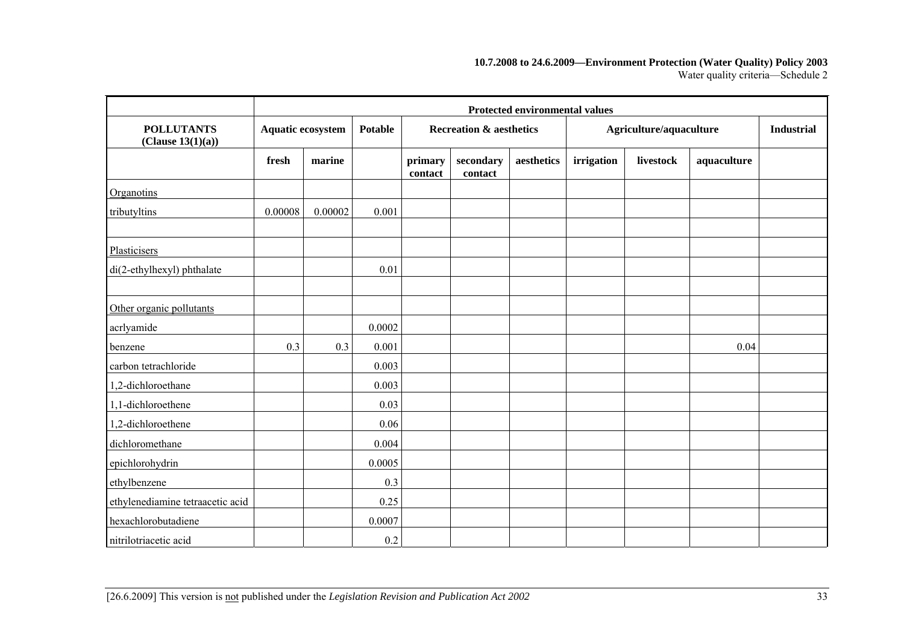| | Protected environmental values | | | | | | | | | |
|---|---|---|---|---|---|---|---|---|---|---|
| **POLLUTANTS (Clause 13(1)(a))** | **Aquatic ecosystem** | | **Potable** | **Recreation & aesthetics** | | | **Agriculture/aquaculture** | | | **Industrial** |
| | **fresh** | **marine** | | **primary contact** | **secondary contact** | **aesthetics** | **irrigation** | **livestock** | **aquaculture** | |
| Organotins | | | | | | | | | | |
| tributyltins | 0.00008 | 0.00002 | 0.001 | | | | | | | |
| | | | | | | | | | | |
| Plasticisers | | | | | | | | | | |
| di(2-ethylhexyl) phthalate | | | 0.01 | | | | | | | |
| | | | | | | | | | | |
| Other organic pollutants | | | | | | | | | | |
| acrlyamide | | | 0.0002 | | | | | | | |
| benzene | 0.3 | 0.3 | 0.001 | | | | | | 0.04 | |
| carbon tetrachloride | | | 0.003 | | | | | | | |
| 1,2-dichloroethane | | | 0.003 | | | | | | | |
| 1,1-dichloroethene | | | 0.03 | | | | | | | |
| 1,2-dichloroethene | | | 0.06 | | | | | | | |
| dichloromethane | | | 0.004 | | | | | | | |
| epichlorohydrin | | | 0.0005 | | | | | | | |
| ethylbenzene | | | 0.3 | | | | | | | |
| ethylenediamine tetraacetic acid | | | 0.25 | | | | | | | |
| hexachlorobutadiene | | | 0.0007 | | | | | | | |
| nitrilotriacetic acid | | | 0.2 | | | | | | | |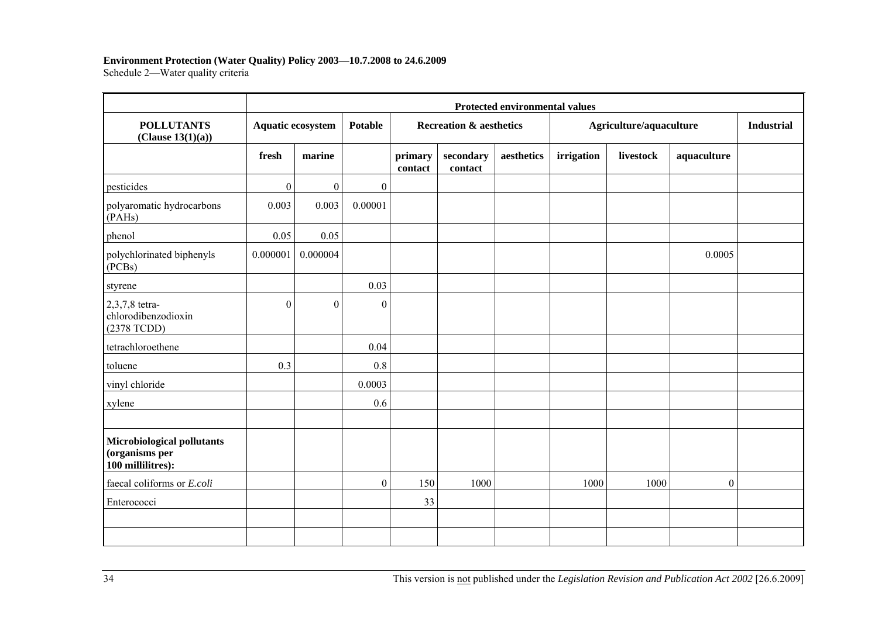**Environment Protection (Water Quality) Policy 2003—10.7.2008 to 24.6.2009**
Schedule 2—Water quality criteria

| | Protected environmental values | | | | | | | | | |
|---|---|---|---|---|---|---|---|---|---|---|
| **POLLUTANTS (Clause 13(1)(a))** | **Aquatic ecosystem** | | **Potable** | **Recreation & aesthetics** | | | **Agriculture/aquaculture** | | | **Industrial** |
| | **fresh** | **marine** | | **primary contact** | **secondary contact** | **aesthetics** | **irrigation** | **livestock** | **aquaculture** | |
| pesticides | 0 | 0 | 0 | | | | | | | |
| polyaromatic hydrocarbons (PAHs) | 0.003 | 0.003 | 0.00001 | | | | | | | |
| phenol | 0.05 | 0.05 | | | | | | | | |
| polychlorinated biphenyls (PCBs) | 0.000001 | 0.000004 | | | | | | | 0.0005 | |
| styrene | | | 0.03 | | | | | | | |
| 2,3,7,8 tetra-chlorodibenzodioxin (2378 TCDD) | 0 | 0 | 0 | | | | | | | |
| tetrachloroethene | | | 0.04 | | | | | | | |
| toluene | 0.3 | | 0.8 | | | | | | | |
| vinyl chloride | | | 0.0003 | | | | | | | |
| xylene | | | 0.6 | | | | | | | |
| | | | | | | | | | | |
| **Microbiological pollutants (organisms per 100 millilitres):** | | | | | | | | | | |
| faecal coliforms or *E.coli* | | | 0 | 150 | 1000 | | 1000 | 1000 | 0 | |
| Enterococci | | | | 33 | | | | | | |
| | | | | | | | | | | |
| | | | | | | | | | | |

This version is not published under the *Legislation Revision and Publication Act 2002* [26.6.2009]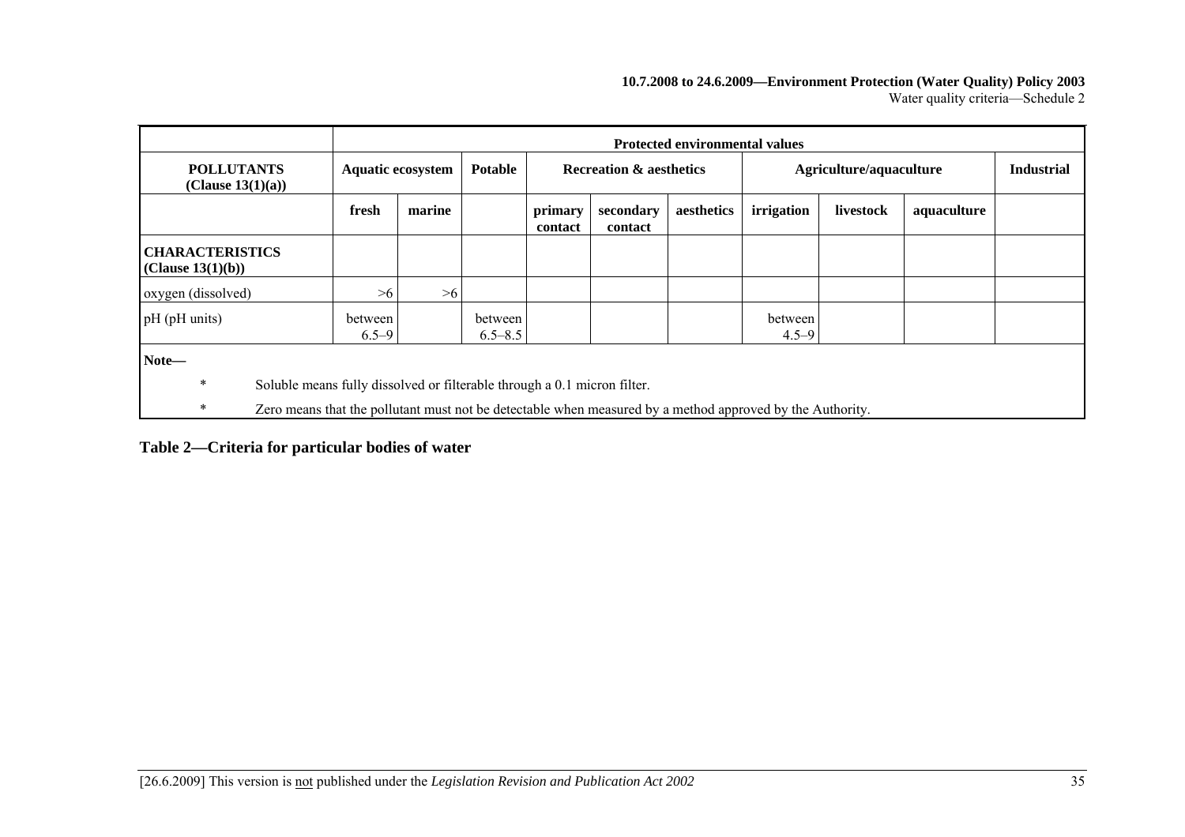| | Protected environmental values | | | | | | | | | |
|---|---|---|---|---|---|---|---|---|---|---|
| **POLLUTANTS (Clause 13(1)(a))** | **Aquatic ecosystem** | | **Potable** | **Recreation & aesthetics** | | | **Agriculture/aquaculture** | | | **Industrial** |
| | **fresh** | **marine** | | **primary contact** | **secondary contact** | **aesthetics** | **irrigation** | **livestock** | **aquaculture** | |
| **CHARACTERISTICS (Clause 13(1)(b))** | | | | | | | | | | |
| oxygen (dissolved) | >6 | >6 | | | | | | | | |
| pH (pH units) | between 6.5–9 | | between 6.5–8.5 | | | | between 4.5–9 | | | |

**Note—**

\* Soluble means fully dissolved or filterable through a 0.1 micron filter.

\* Zero means that the pollutant must not be detectable when measured by a method approved by the Authority.

## Table 2—Criteria for particular bodies of water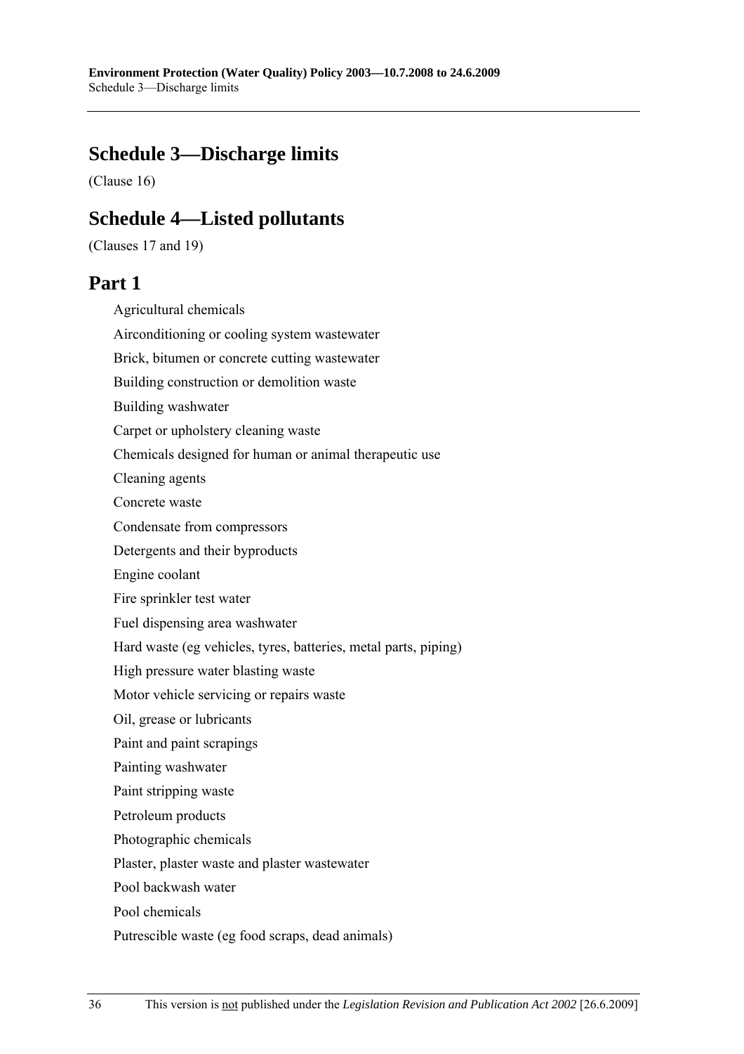## Schedule 3—Discharge limits

(Clause 16)

## Schedule 4—Listed pollutants

(Clauses 17 and 19)

## Part 1

Agricultural chemicals

Airconditioning or cooling system wastewater

Brick, bitumen or concrete cutting wastewater

Building construction or demolition waste

Building washwater

Carpet or upholstery cleaning waste

Chemicals designed for human or animal therapeutic use

Cleaning agents

Concrete waste

Condensate from compressors

Detergents and their byproducts

Engine coolant

Fire sprinkler test water

Fuel dispensing area washwater

Hard waste (eg vehicles, tyres, batteries, metal parts, piping)

High pressure water blasting waste

Motor vehicle servicing or repairs waste

Oil, grease or lubricants

Paint and paint scrapings

Painting washwater

Paint stripping waste

Petroleum products

Photographic chemicals

Plaster, plaster waste and plaster wastewater

Pool backwash water

Pool chemicals

Putrescible waste (eg food scraps, dead animals)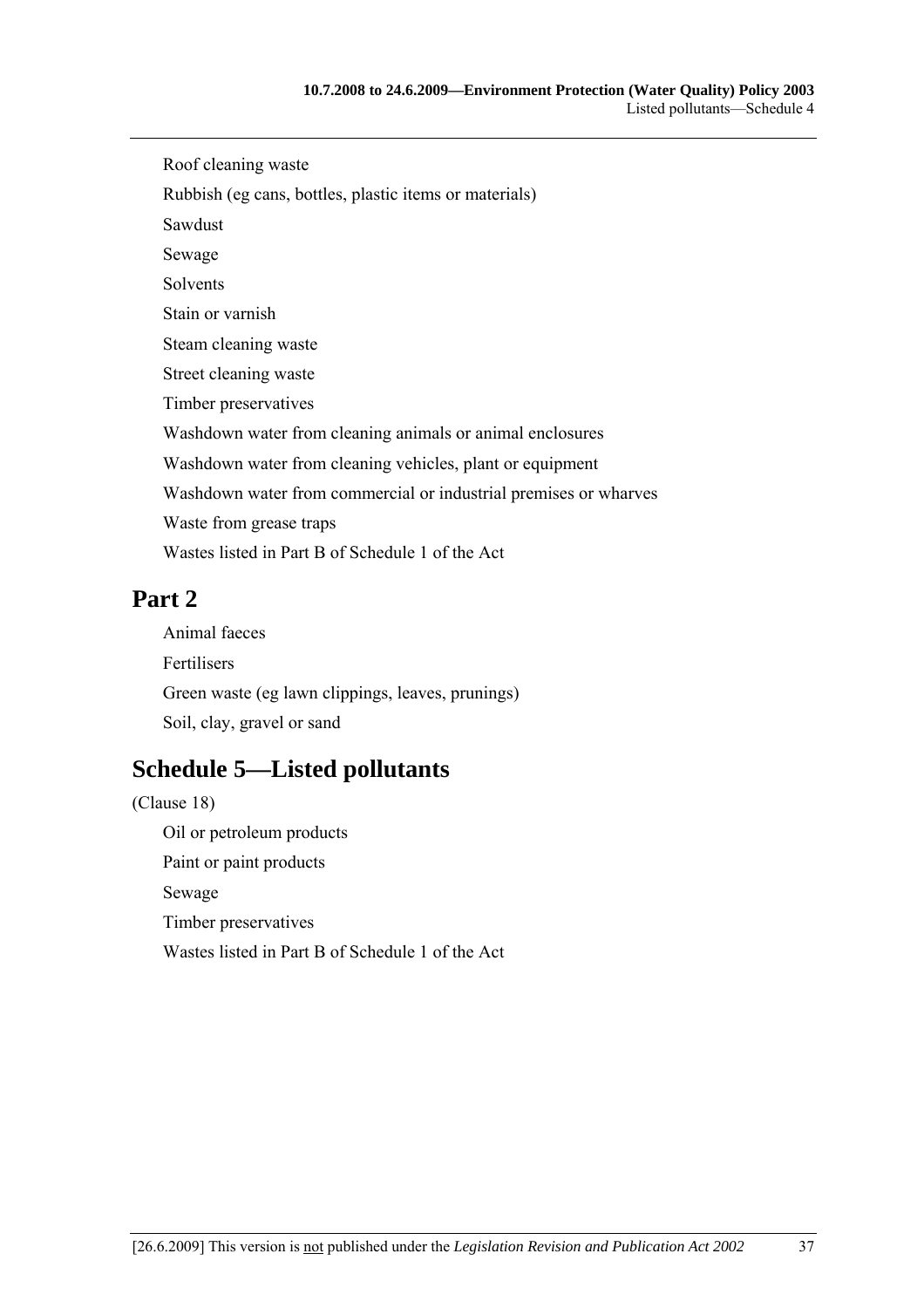Roof cleaning waste

Rubbish (eg cans, bottles, plastic items or materials)

Sawdust

Sewage

Solvents

Stain or varnish

Steam cleaning waste

Street cleaning waste

Timber preservatives

Washdown water from cleaning animals or animal enclosures

Washdown water from cleaning vehicles, plant or equipment

Washdown water from commercial or industrial premises or wharves

Waste from grease traps

Wastes listed in Part B of Schedule 1 of the Act

## Part 2

Animal faeces

Fertilisers

Green waste (eg lawn clippings, leaves, prunings)

Soil, clay, gravel or sand

## Schedule 5—Listed pollutants

(Clause 18)

Oil or petroleum products

Paint or paint products

Sewage

Timber preservatives

Wastes listed in Part B of Schedule 1 of the Act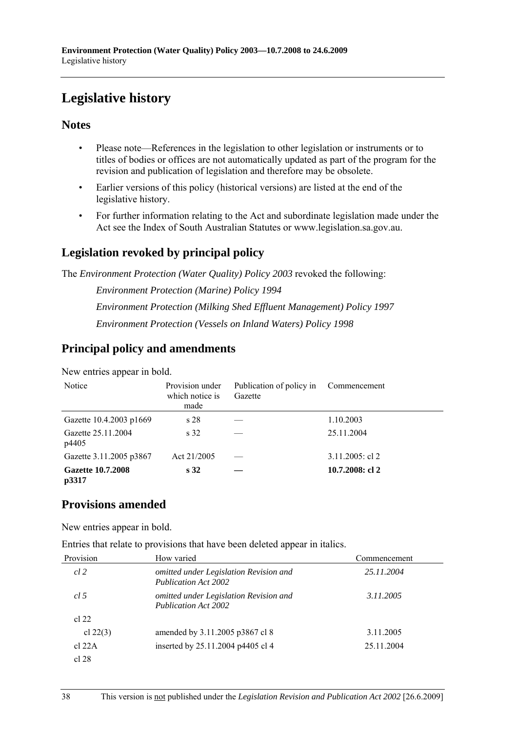# Legislative history

## Notes

- Please note—References in the legislation to other legislation or instruments or to titles of bodies or offices are not automatically updated as part of the program for the revision and publication of legislation and therefore may be obsolete.
- Earlier versions of this policy (historical versions) are listed at the end of the legislative history.
- For further information relating to the Act and subordinate legislation made under the Act see the Index of South Australian Statutes or www.legislation.sa.gov.au.

## Legislation revoked by principal policy

The *Environment Protection (Water Quality) Policy 2003* revoked the following:

*Environment Protection (Marine) Policy 1994*

*Environment Protection (Milking Shed Effluent Management) Policy 1997*

*Environment Protection (Vessels on Inland Waters) Policy 1998*

## Principal policy and amendments

New entries appear in bold.

| Notice | Provision under which notice is made | Publication of policy in Gazette | Commencement |
|---|---|---|---|
| Gazette 10.4.2003 p1669 | s 28 | — | 1.10.2003 |
| Gazette 25.11.2004 p4405 | s 32 | — | 25.11.2004 |
| Gazette 3.11.2005 p3867 | Act 21/2005 | — | 3.11.2005: cl 2 |
| **Gazette 10.7.2008 p3317** | **s 32** | **—** | **10.7.2008: cl 2** |

## Provisions amended

New entries appear in bold.

Entries that relate to provisions that have been deleted appear in italics.

| Provision | How varied | Commencement |
|---|---|---|
| *cl 2* | *omitted under Legislation Revision and Publication Act 2002* | *25.11.2004* |
| *cl 5* | *omitted under Legislation Revision and Publication Act 2002* | *3.11.2005* |
| cl 22 | | |
| cl 22(3) | amended by 3.11.2005 p3867 cl 8 | 3.11.2005 |
| cl 22A | inserted by 25.11.2004 p4405 cl 4 | 25.11.2004 |
| cl 28 | | |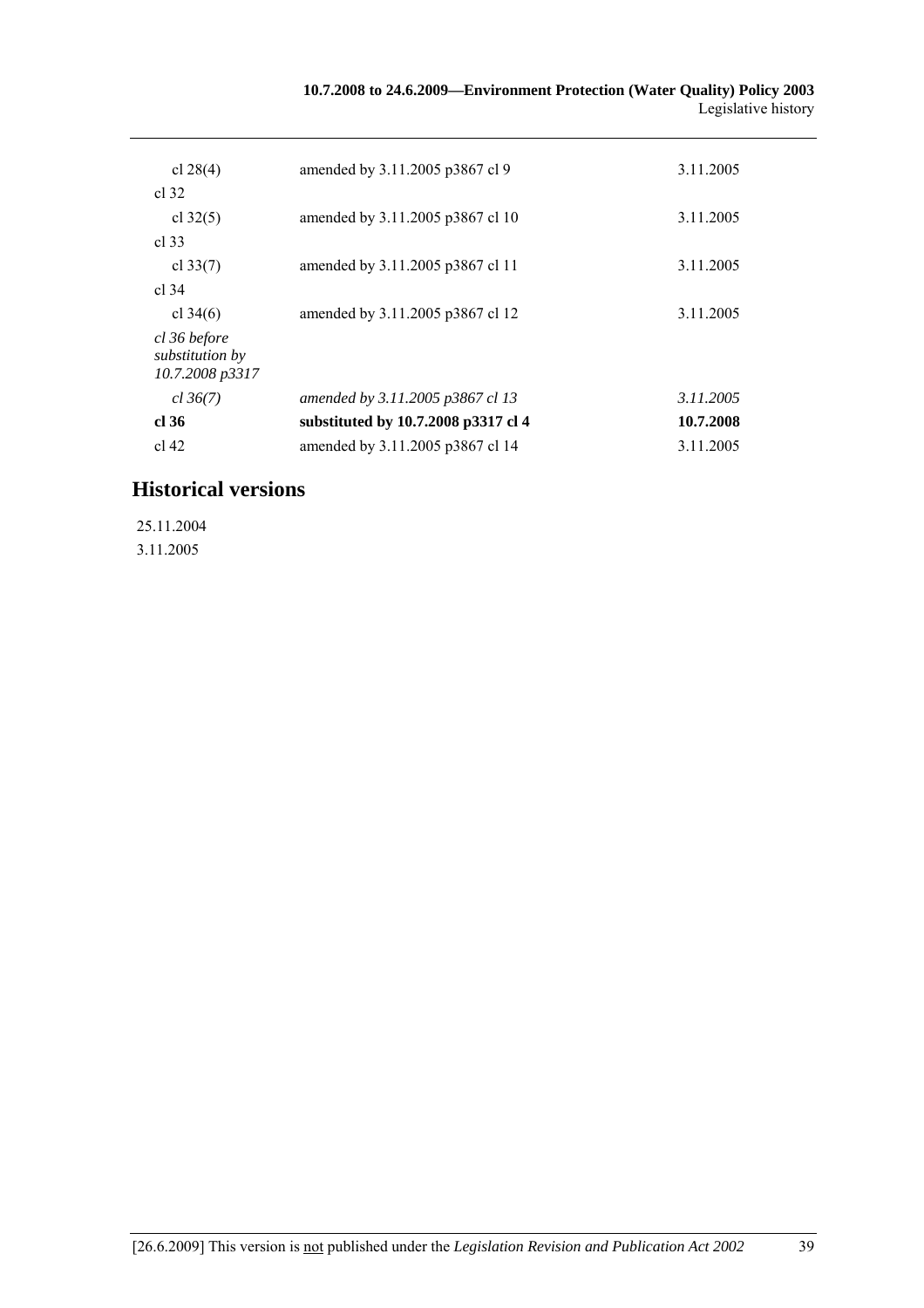| | | |
|---|---|---|
| cl 28(4) | amended by 3.11.2005 p3867 cl 9 | 3.11.2005 |
| cl 32 | | |
| cl 32(5) | amended by 3.11.2005 p3867 cl 10 | 3.11.2005 |
| cl 33 | | |
| cl 33(7) | amended by 3.11.2005 p3867 cl 11 | 3.11.2005 |
| cl 34 | | |
| cl 34(6) | amended by 3.11.2005 p3867 cl 12 | 3.11.2005 |
| *cl 36 before substitution by 10.7.2008 p3317* | | |
| *cl 36(7)* | *amended by 3.11.2005 p3867 cl 13* | *3.11.2005* |
| **cl 36** | **substituted by 10.7.2008 p3317 cl 4** | **10.7.2008** |
| cl 42 | amended by 3.11.2005 p3867 cl 14 | 3.11.2005 |

## Historical versions

25.11.2004

3.11.2005